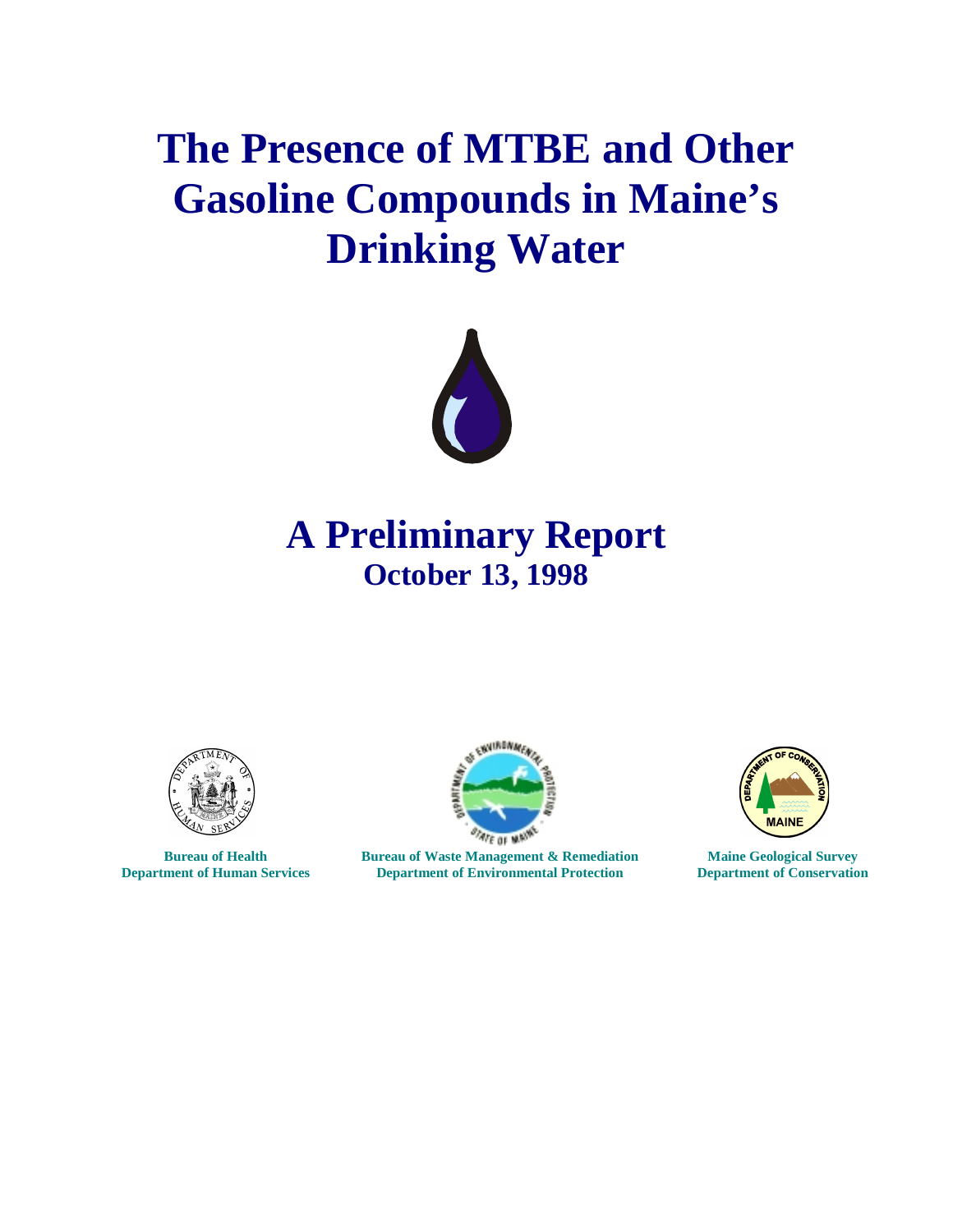# The Presence of MTBE and Other Gasoline Compounds in Maine's Drinking Water

## A Preliminary Report

### October 13, 1998

**Bureau of Health**
**Department of Human Services**

**Bureau of Waste Management & Remediation**
**Department of Environmental Protection**

**Maine Geological Survey**
**Department of Conservation**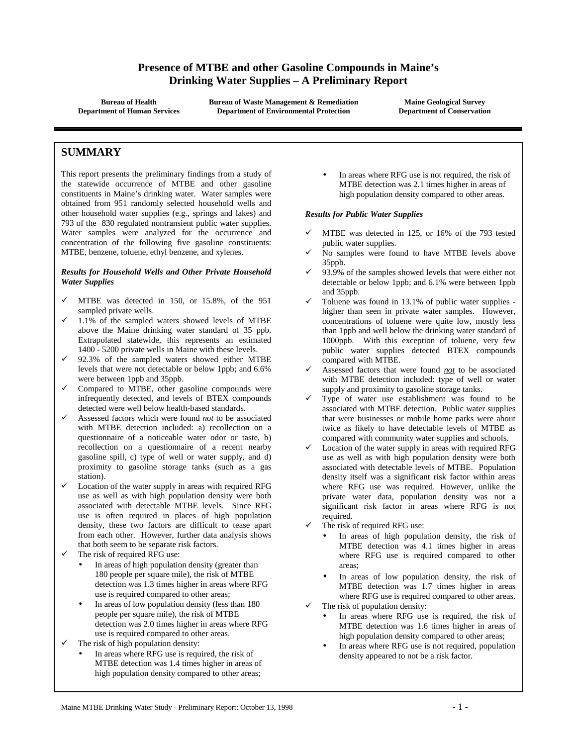# Presence of MTBE and other Gasoline Compounds in Maine's Drinking Water Supplies – A Preliminary Report

**Bureau of Health**
**Department of Human Services**

**Bureau of Waste Management & Remediation**
**Department of Environmental Protection**

**Maine Geological Survey**
**Department of Conservation**

## SUMMARY

This report presents the preliminary findings from a study of the statewide occurrence of MTBE and other gasoline constituents in Maine's drinking water. Water samples were obtained from 951 randomly selected household wells and other household water supplies (e.g., springs and lakes) and 793 of the 830 regulated nontransient public water supplies. Water samples were analyzed for the occurrence and concentration of the following five gasoline constituents: MTBE, benzene, toluene, ethyl benzene, and xylenes.

***Results for Household Wells and Other Private Household Water Supplies***

- ✓ MTBE was detected in 150, or 15.8%, of the 951 sampled private wells.
- ✓ 1.1% of the sampled waters showed levels of MTBE above the Maine drinking water standard of 35 ppb. Extrapolated statewide, this represents an estimated 1400 - 5200 private wells in Maine with these levels.
- ✓ 92.3% of the sampled waters showed either MTBE levels that were not detectable or below 1ppb; and 6.6% were between 1ppb and 35ppb.
- ✓ Compared to MTBE, other gasoline compounds were infrequently detected, and levels of BTEX compounds detected were well below health-based standards.
- ✓ Assessed factors which were found *not* to be associated with MTBE detection included: a) recollection on a questionnaire of a noticeable water odor or taste, b) recollection on a questionnaire of a recent nearby gasoline spill, c) type of well or water supply, and d) proximity to gasoline storage tanks (such as a gas station).
- ✓ Location of the water supply in areas with required RFG use as well as with high population density were both associated with detectable MTBE levels. Since RFG use is often required in places of high population density, these two factors are difficult to tease apart from each other. However, further data analysis shows that both seem to be separate risk factors.
- ✓ The risk of required RFG use:
  - In areas of high population density (greater than 180 people per square mile), the risk of MTBE detection was 1.3 times higher in areas where RFG use is required compared to other areas;
  - In areas of low population density (less than 180 people per square mile), the risk of MTBE detection was 2.0 times higher in areas where RFG use is required compared to other areas.
- ✓ The risk of high population density:
  - In areas where RFG use is required, the risk of MTBE detection was 1.4 times higher in areas of high population density compared to other areas;
  - In areas where RFG use is not required, the risk of MTBE detection was 2.1 times higher in areas of high population density compared to other areas.

***Results for Public Water Supplies***

- ✓ MTBE was detected in 125, or 16% of the 793 tested public water supplies.
- ✓ No samples were found to have MTBE levels above 35ppb.
- ✓ 93.9% of the samples showed levels that were either not detectable or below 1ppb; and 6.1% were between 1ppb and 35ppb.
- ✓ Toluene was found in 13.1% of public water supplies - higher than seen in private water samples. However, concentrations of toluene were quite low, mostly less than 1ppb and well below the drinking water standard of 1000ppb. With this exception of toluene, very few public water supplies detected BTEX compounds compared with MTBE.
- ✓ Assessed factors that were found *not* to be associated with MTBE detection included: type of well or water supply and proximity to gasoline storage tanks.
- ✓ Type of water use establishment was found to be associated with MTBE detection. Public water supplies that were businesses or mobile home parks were about twice as likely to have detectable levels of MTBE as compared with community water supplies and schools.
- ✓ Location of the water supply in areas with required RFG use as well as with high population density were both associated with detectable levels of MTBE. Population density itself was a significant risk factor within areas where RFG use was required. However, unlike the private water data, population density was not a significant risk factor in areas where RFG is not required.
- ✓ The risk of required RFG use:
  - In areas of high population density, the risk of MTBE detection was 4.1 times higher in areas where RFG use is required compared to other areas;
  - In areas of low population density, the risk of MTBE detection was 1.7 times higher in areas where RFG use is required compared to other areas.
- ✓ The risk of population density:
  - In areas where RFG use is required, the risk of MTBE detection was 1.6 times higher in areas of high population density compared to other areas;
  - In areas where RFG use is not required, population density appeared to not be a risk factor.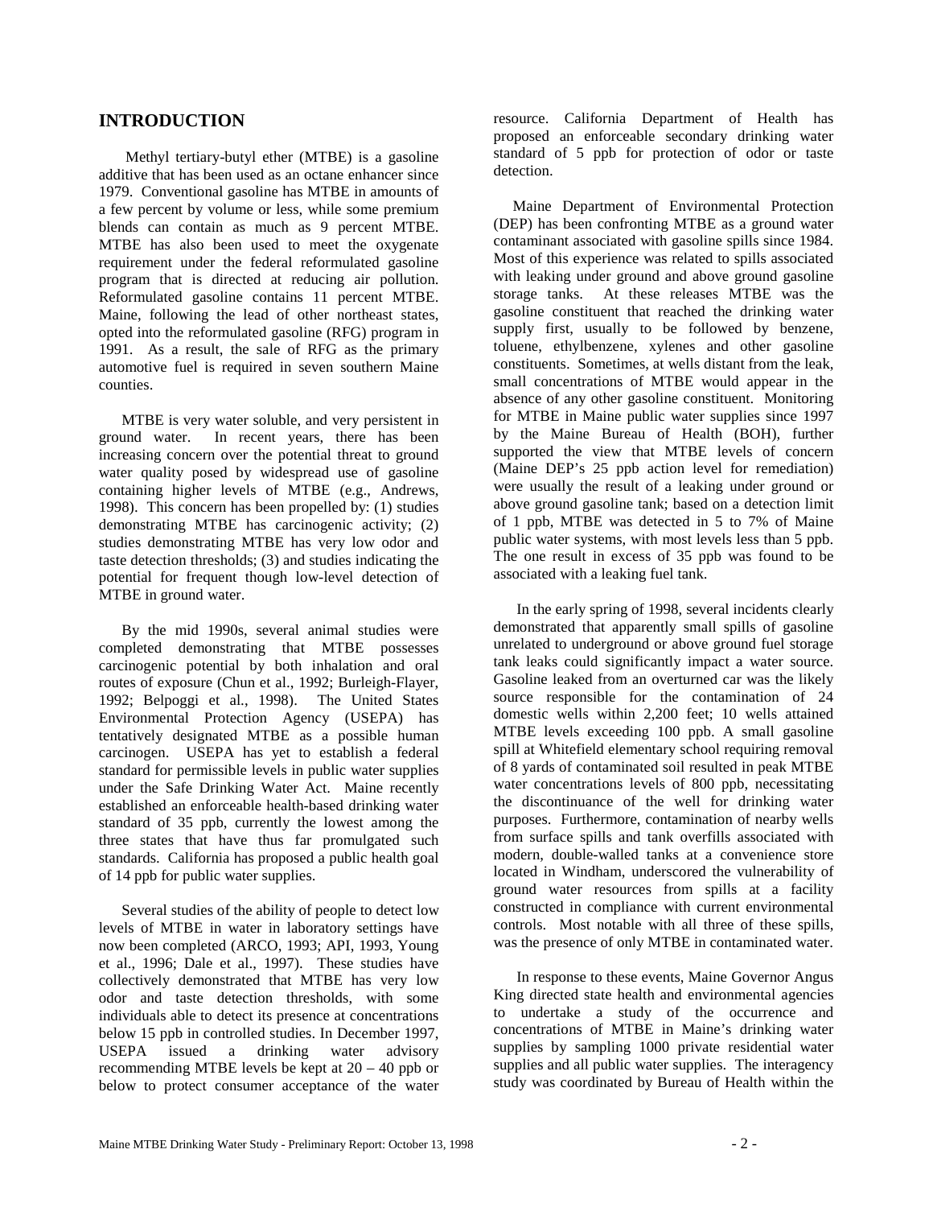## INTRODUCTION

Methyl tertiary-butyl ether (MTBE) is a gasoline additive that has been used as an octane enhancer since 1979. Conventional gasoline has MTBE in amounts of a few percent by volume or less, while some premium blends can contain as much as 9 percent MTBE. MTBE has also been used to meet the oxygenate requirement under the federal reformulated gasoline program that is directed at reducing air pollution. Reformulated gasoline contains 11 percent MTBE. Maine, following the lead of other northeast states, opted into the reformulated gasoline (RFG) program in 1991. As a result, the sale of RFG as the primary automotive fuel is required in seven southern Maine counties.

MTBE is very water soluble, and very persistent in ground water. In recent years, there has been increasing concern over the potential threat to ground water quality posed by widespread use of gasoline containing higher levels of MTBE (e.g., Andrews, 1998). This concern has been propelled by: (1) studies demonstrating MTBE has carcinogenic activity; (2) studies demonstrating MTBE has very low odor and taste detection thresholds; (3) and studies indicating the potential for frequent though low-level detection of MTBE in ground water.

By the mid 1990s, several animal studies were completed demonstrating that MTBE possesses carcinogenic potential by both inhalation and oral routes of exposure (Chun et al., 1992; Burleigh-Flayer, 1992; Belpoggi et al., 1998). The United States Environmental Protection Agency (USEPA) has tentatively designated MTBE as a possible human carcinogen. USEPA has yet to establish a federal standard for permissible levels in public water supplies under the Safe Drinking Water Act. Maine recently established an enforceable health-based drinking water standard of 35 ppb, currently the lowest among the three states that have thus far promulgated such standards. California has proposed a public health goal of 14 ppb for public water supplies.

Several studies of the ability of people to detect low levels of MTBE in water in laboratory settings have now been completed (ARCO, 1993; API, 1993, Young et al., 1996; Dale et al., 1997). These studies have collectively demonstrated that MTBE has very low odor and taste detection thresholds, with some individuals able to detect its presence at concentrations below 15 ppb in controlled studies. In December 1997, USEPA issued a drinking water advisory recommending MTBE levels be kept at 20 – 40 ppb or below to protect consumer acceptance of the water resource. California Department of Health has proposed an enforceable secondary drinking water standard of 5 ppb for protection of odor or taste detection.

Maine Department of Environmental Protection (DEP) has been confronting MTBE as a ground water contaminant associated with gasoline spills since 1984. Most of this experience was related to spills associated with leaking under ground and above ground gasoline storage tanks. At these releases MTBE was the gasoline constituent that reached the drinking water supply first, usually to be followed by benzene, toluene, ethylbenzene, xylenes and other gasoline constituents. Sometimes, at wells distant from the leak, small concentrations of MTBE would appear in the absence of any other gasoline constituent. Monitoring for MTBE in Maine public water supplies since 1997 by the Maine Bureau of Health (BOH), further supported the view that MTBE levels of concern (Maine DEP's 25 ppb action level for remediation) were usually the result of a leaking under ground or above ground gasoline tank; based on a detection limit of 1 ppb, MTBE was detected in 5 to 7% of Maine public water systems, with most levels less than 5 ppb. The one result in excess of 35 ppb was found to be associated with a leaking fuel tank.

In the early spring of 1998, several incidents clearly demonstrated that apparently small spills of gasoline unrelated to underground or above ground fuel storage tank leaks could significantly impact a water source. Gasoline leaked from an overturned car was the likely source responsible for the contamination of 24 domestic wells within 2,200 feet; 10 wells attained MTBE levels exceeding 100 ppb. A small gasoline spill at Whitefield elementary school requiring removal of 8 yards of contaminated soil resulted in peak MTBE water concentrations levels of 800 ppb, necessitating the discontinuance of the well for drinking water purposes. Furthermore, contamination of nearby wells from surface spills and tank overfills associated with modern, double-walled tanks at a convenience store located in Windham, underscored the vulnerability of ground water resources from spills at a facility constructed in compliance with current environmental controls. Most notable with all three of these spills, was the presence of only MTBE in contaminated water.

In response to these events, Maine Governor Angus King directed state health and environmental agencies to undertake a study of the occurrence and concentrations of MTBE in Maine's drinking water supplies by sampling 1000 private residential water supplies and all public water supplies. The interagency study was coordinated by Bureau of Health within the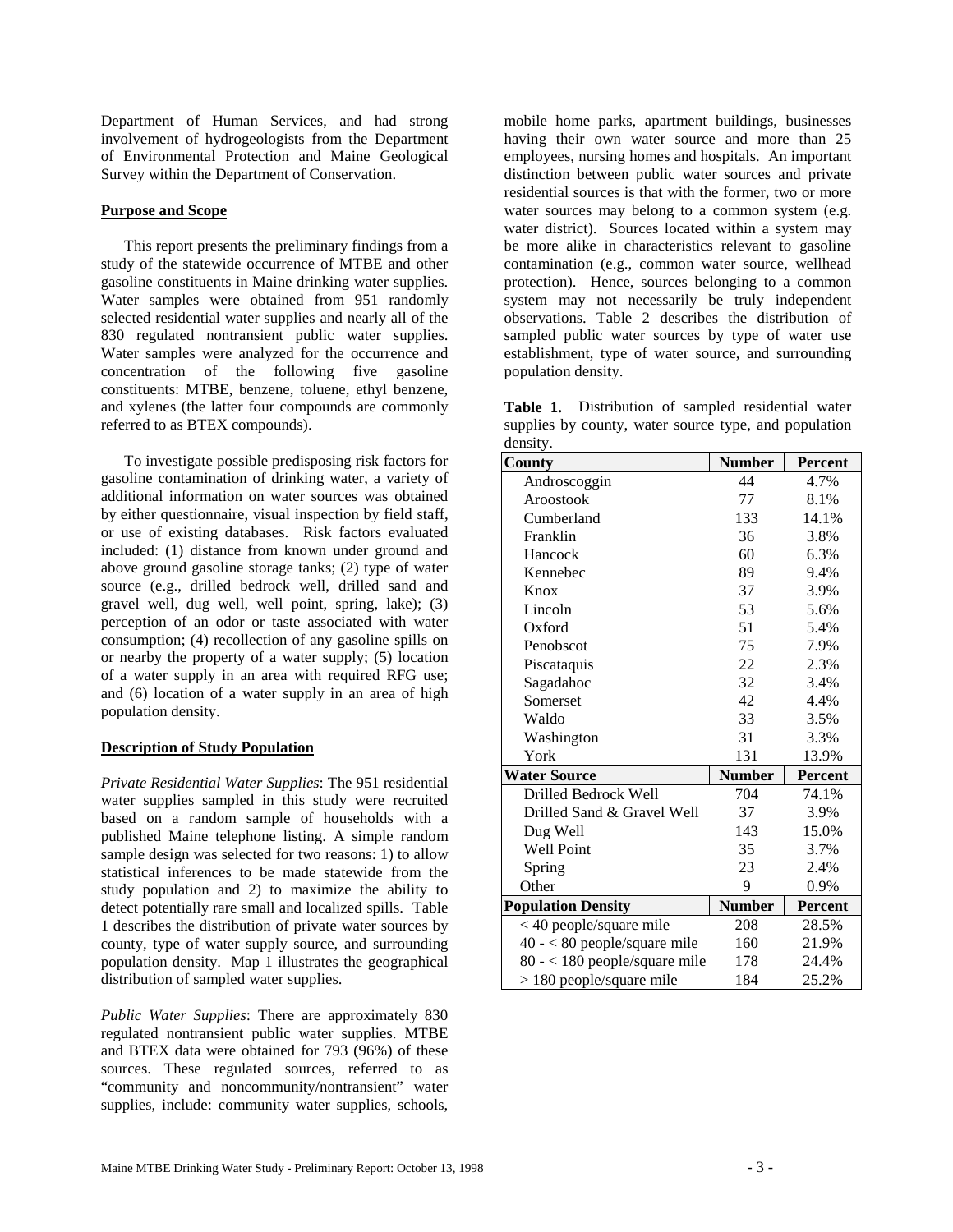Department of Human Services, and had strong involvement of hydrogeologists from the Department of Environmental Protection and Maine Geological Survey within the Department of Conservation.

**Purpose and Scope**

This report presents the preliminary findings from a study of the statewide occurrence of MTBE and other gasoline constituents in Maine drinking water supplies. Water samples were obtained from 951 randomly selected residential water supplies and nearly all of the 830 regulated nontransient public water supplies. Water samples were analyzed for the occurrence and concentration of the following five gasoline constituents: MTBE, benzene, toluene, ethyl benzene, and xylenes (the latter four compounds are commonly referred to as BTEX compounds).

To investigate possible predisposing risk factors for gasoline contamination of drinking water, a variety of additional information on water sources was obtained by either questionnaire, visual inspection by field staff, or use of existing databases. Risk factors evaluated included: (1) distance from known under ground and above ground gasoline storage tanks; (2) type of water source (e.g., drilled bedrock well, drilled sand and gravel well, dug well, well point, spring, lake); (3) perception of an odor or taste associated with water consumption; (4) recollection of any gasoline spills on or nearby the property of a water supply; (5) location of a water supply in an area with required RFG use; and (6) location of a water supply in an area of high population density.

**Description of Study Population**

*Private Residential Water Supplies*: The 951 residential water supplies sampled in this study were recruited based on a random sample of households with a published Maine telephone listing. A simple random sample design was selected for two reasons: 1) to allow statistical inferences to be made statewide from the study population and 2) to maximize the ability to detect potentially rare small and localized spills. Table 1 describes the distribution of private water sources by county, type of water supply source, and surrounding population density. Map 1 illustrates the geographical distribution of sampled water supplies.

*Public Water Supplies*: There are approximately 830 regulated nontransient public water supplies. MTBE and BTEX data were obtained for 793 (96%) of these sources. These regulated sources, referred to as "community and noncommunity/nontransient" water supplies, include: community water supplies, schools, mobile home parks, apartment buildings, businesses having their own water source and more than 25 employees, nursing homes and hospitals. An important distinction between public water sources and private residential sources is that with the former, two or more water sources may belong to a common system (e.g. water district). Sources located within a system may be more alike in characteristics relevant to gasoline contamination (e.g., common water source, wellhead protection). Hence, sources belonging to a common system may not necessarily be truly independent observations. Table 2 describes the distribution of sampled public water sources by type of water use establishment, type of water source, and surrounding population density.

**Table 1.** Distribution of sampled residential water supplies by county, water source type, and population density.

| County | Number | Percent |
|---|---|---|
| Androscoggin | 44 | 4.7% |
| Aroostook | 77 | 8.1% |
| Cumberland | 133 | 14.1% |
| Franklin | 36 | 3.8% |
| Hancock | 60 | 6.3% |
| Kennebec | 89 | 9.4% |
| Knox | 37 | 3.9% |
| Lincoln | 53 | 5.6% |
| Oxford | 51 | 5.4% |
| Penobscot | 75 | 7.9% |
| Piscataquis | 22 | 2.3% |
| Sagadahoc | 32 | 3.4% |
| Somerset | 42 | 4.4% |
| Waldo | 33 | 3.5% |
| Washington | 31 | 3.3% |
| York | 131 | 13.9% |
| **Water Source** | **Number** | **Percent** |
| Drilled Bedrock Well | 704 | 74.1% |
| Drilled Sand & Gravel Well | 37 | 3.9% |
| Dug Well | 143 | 15.0% |
| Well Point | 35 | 3.7% |
| Spring | 23 | 2.4% |
| Other | 9 | 0.9% |
| **Population Density** | **Number** | **Percent** |
| < 40 people/square mile | 208 | 28.5% |
| 40 - < 80 people/square mile | 160 | 21.9% |
| 80 - < 180 people/square mile | 178 | 24.4% |
| > 180 people/square mile | 184 | 25.2% |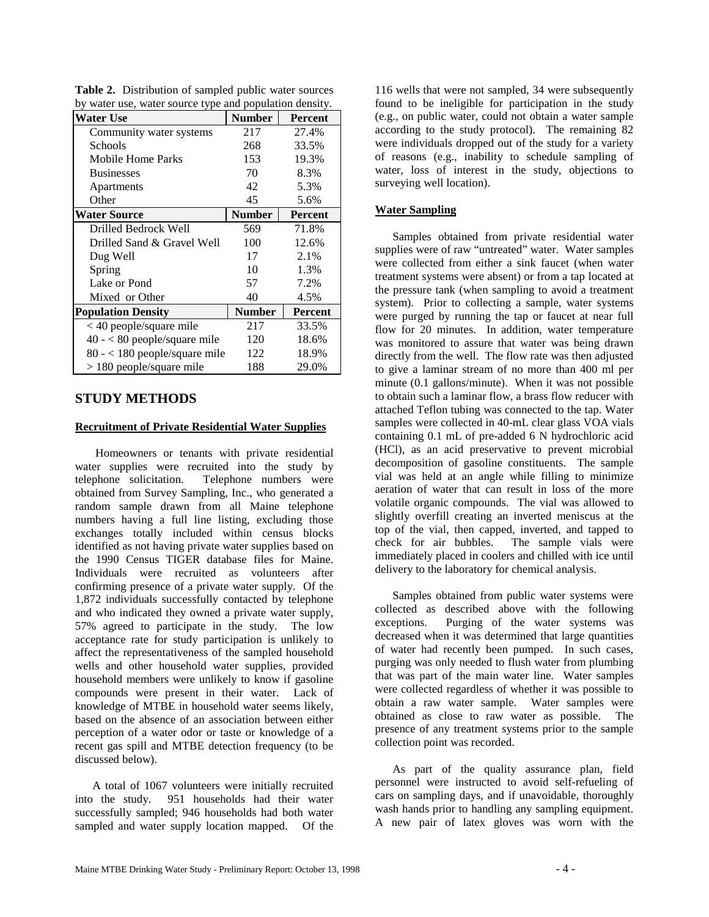**Table 2.** Distribution of sampled public water sources by water use, water source type and population density.

| Water Use | Number | Percent |
|---|---|---|
| Community water systems | 217 | 27.4% |
| Schools | 268 | 33.5% |
| Mobile Home Parks | 153 | 19.3% |
| Businesses | 70 | 8.3% |
| Apartments | 42 | 5.3% |
| Other | 45 | 5.6% |
| **Water Source** | **Number** | **Percent** |
| Drilled Bedrock Well | 569 | 71.8% |
| Drilled Sand & Gravel Well | 100 | 12.6% |
| Dug Well | 17 | 2.1% |
| Spring | 10 | 1.3% |
| Lake or Pond | 57 | 7.2% |
| Mixed or Other | 40 | 4.5% |
| **Population Density** | **Number** | **Percent** |
| < 40 people/square mile | 217 | 33.5% |
| 40 - < 80 people/square mile | 120 | 18.6% |
| 80 - < 180 people/square mile | 122 | 18.9% |
| > 180 people/square mile | 188 | 29.0% |

## STUDY METHODS

### Recruitment of Private Residential Water Supplies

Homeowners or tenants with private residential water supplies were recruited into the study by telephone solicitation. Telephone numbers were obtained from Survey Sampling, Inc., who generated a random sample drawn from all Maine telephone numbers having a full line listing, excluding those exchanges totally included within census blocks identified as not having private water supplies based on the 1990 Census TIGER database files for Maine. Individuals were recruited as volunteers after confirming presence of a private water supply. Of the 1,872 individuals successfully contacted by telephone and who indicated they owned a private water supply, 57% agreed to participate in the study. The low acceptance rate for study participation is unlikely to affect the representativeness of the sampled household wells and other household water supplies, provided household members were unlikely to know if gasoline compounds were present in their water. Lack of knowledge of MTBE in household water seems likely, based on the absence of an association between either perception of a water odor or taste or knowledge of a recent gas spill and MTBE detection frequency (to be discussed below).

A total of 1067 volunteers were initially recruited into the study. 951 households had their water successfully sampled; 946 households had both water sampled and water supply location mapped. Of the 116 wells that were not sampled, 34 were subsequently found to be ineligible for participation in the study (e.g., on public water, could not obtain a water sample according to the study protocol). The remaining 82 were individuals dropped out of the study for a variety of reasons (e.g., inability to schedule sampling of water, loss of interest in the study, objections to surveying well location).

### Water Sampling

Samples obtained from private residential water supplies were of raw "untreated" water. Water samples were collected from either a sink faucet (when water treatment systems were absent) or from a tap located at the pressure tank (when sampling to avoid a treatment system). Prior to collecting a sample, water systems were purged by running the tap or faucet at near full flow for 20 minutes. In addition, water temperature was monitored to assure that water was being drawn directly from the well. The flow rate was then adjusted to give a laminar stream of no more than 400 ml per minute (0.1 gallons/minute). When it was not possible to obtain such a laminar flow, a brass flow reducer with attached Teflon tubing was connected to the tap. Water samples were collected in 40-mL clear glass VOA vials containing 0.1 mL of pre-added 6 N hydrochloric acid (HCl), as an acid preservative to prevent microbial decomposition of gasoline constituents. The sample vial was held at an angle while filling to minimize aeration of water that can result in loss of the more volatile organic compounds. The vial was allowed to slightly overfill creating an inverted meniscus at the top of the vial, then capped, inverted, and tapped to check for air bubbles. The sample vials were immediately placed in coolers and chilled with ice until delivery to the laboratory for chemical analysis.

Samples obtained from public water systems were collected as described above with the following exceptions. Purging of the water systems was decreased when it was determined that large quantities of water had recently been pumped. In such cases, purging was only needed to flush water from plumbing that was part of the main water line. Water samples were collected regardless of whether it was possible to obtain a raw water sample. Water samples were obtained as close to raw water as possible. The presence of any treatment systems prior to the sample collection point was recorded.

As part of the quality assurance plan, field personnel were instructed to avoid self-refueling of cars on sampling days, and if unavoidable, thoroughly wash hands prior to handling any sampling equipment. A new pair of latex gloves was worn with the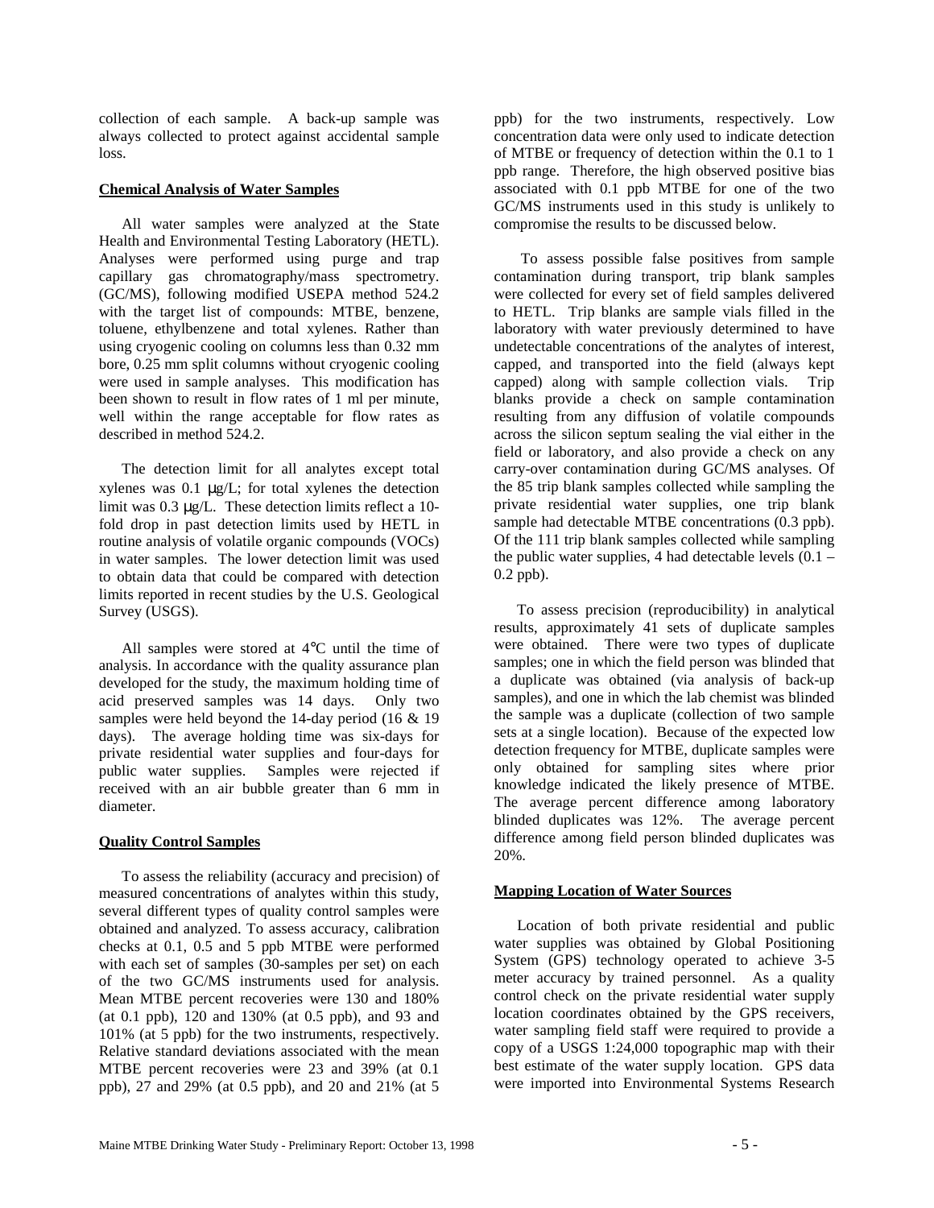collection of each sample. A back-up sample was always collected to protect against accidental sample loss.

**Chemical Analysis of Water Samples**

All water samples were analyzed at the State Health and Environmental Testing Laboratory (HETL). Analyses were performed using purge and trap capillary gas chromatography/mass spectrometry. (GC/MS), following modified USEPA method 524.2 with the target list of compounds: MTBE, benzene, toluene, ethylbenzene and total xylenes. Rather than using cryogenic cooling on columns less than 0.32 mm bore, 0.25 mm split columns without cryogenic cooling were used in sample analyses. This modification has been shown to result in flow rates of 1 ml per minute, well within the range acceptable for flow rates as described in method 524.2.

The detection limit for all analytes except total xylenes was 0.1 μg/L; for total xylenes the detection limit was 0.3 μg/L. These detection limits reflect a 10-fold drop in past detection limits used by HETL in routine analysis of volatile organic compounds (VOCs) in water samples. The lower detection limit was used to obtain data that could be compared with detection limits reported in recent studies by the U.S. Geological Survey (USGS).

All samples were stored at 4°C until the time of analysis. In accordance with the quality assurance plan developed for the study, the maximum holding time of acid preserved samples was 14 days. Only two samples were held beyond the 14-day period (16 & 19 days). The average holding time was six-days for private residential water supplies and four-days for public water supplies. Samples were rejected if received with an air bubble greater than 6 mm in diameter.

**Quality Control Samples**

To assess the reliability (accuracy and precision) of measured concentrations of analytes within this study, several different types of quality control samples were obtained and analyzed. To assess accuracy, calibration checks at 0.1, 0.5 and 5 ppb MTBE were performed with each set of samples (30-samples per set) on each of the two GC/MS instruments used for analysis. Mean MTBE percent recoveries were 130 and 180% (at 0.1 ppb), 120 and 130% (at 0.5 ppb), and 93 and 101% (at 5 ppb) for the two instruments, respectively. Relative standard deviations associated with the mean MTBE percent recoveries were 23 and 39% (at 0.1 ppb), 27 and 29% (at 0.5 ppb), and 20 and 21% (at 5 ppb) for the two instruments, respectively. Low concentration data were only used to indicate detection of MTBE or frequency of detection within the 0.1 to 1 ppb range. Therefore, the high observed positive bias associated with 0.1 ppb MTBE for one of the two GC/MS instruments used in this study is unlikely to compromise the results to be discussed below.

To assess possible false positives from sample contamination during transport, trip blank samples were collected for every set of field samples delivered to HETL. Trip blanks are sample vials filled in the laboratory with water previously determined to have undetectable concentrations of the analytes of interest, capped, and transported into the field (always kept capped) along with sample collection vials. Trip blanks provide a check on sample contamination resulting from any diffusion of volatile compounds across the silicon septum sealing the vial either in the field or laboratory, and also provide a check on any carry-over contamination during GC/MS analyses. Of the 85 trip blank samples collected while sampling the private residential water supplies, one trip blank sample had detectable MTBE concentrations (0.3 ppb). Of the 111 trip blank samples collected while sampling the public water supplies, 4 had detectable levels (0.1 – 0.2 ppb).

To assess precision (reproducibility) in analytical results, approximately 41 sets of duplicate samples were obtained. There were two types of duplicate samples; one in which the field person was blinded that a duplicate was obtained (via analysis of back-up samples), and one in which the lab chemist was blinded the sample was a duplicate (collection of two sample sets at a single location). Because of the expected low detection frequency for MTBE, duplicate samples were only obtained for sampling sites where prior knowledge indicated the likely presence of MTBE. The average percent difference among laboratory blinded duplicates was 12%. The average percent difference among field person blinded duplicates was 20%.

**Mapping Location of Water Sources**

Location of both private residential and public water supplies was obtained by Global Positioning System (GPS) technology operated to achieve 3-5 meter accuracy by trained personnel. As a quality control check on the private residential water supply location coordinates obtained by the GPS receivers, water sampling field staff were required to provide a copy of a USGS 1:24,000 topographic map with their best estimate of the water supply location. GPS data were imported into Environmental Systems Research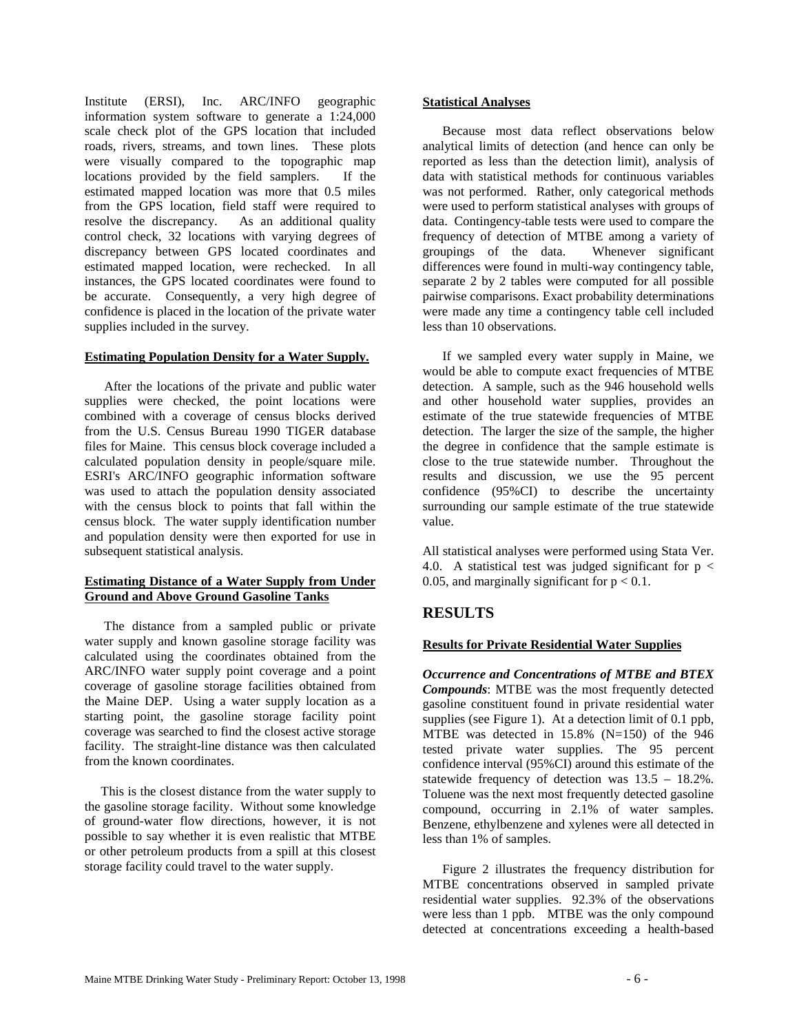Institute (ERSI), Inc. ARC/INFO geographic information system software to generate a 1:24,000 scale check plot of the GPS location that included roads, rivers, streams, and town lines. These plots were visually compared to the topographic map locations provided by the field samplers. If the estimated mapped location was more that 0.5 miles from the GPS location, field staff were required to resolve the discrepancy. As an additional quality control check, 32 locations with varying degrees of discrepancy between GPS located coordinates and estimated mapped location, were rechecked. In all instances, the GPS located coordinates were found to be accurate. Consequently, a very high degree of confidence is placed in the location of the private water supplies included in the survey.

**Estimating Population Density for a Water Supply.**

After the locations of the private and public water supplies were checked, the point locations were combined with a coverage of census blocks derived from the U.S. Census Bureau 1990 TIGER database files for Maine. This census block coverage included a calculated population density in people/square mile. ESRI's ARC/INFO geographic information software was used to attach the population density associated with the census block to points that fall within the census block. The water supply identification number and population density were then exported for use in subsequent statistical analysis.

**Estimating Distance of a Water Supply from Under Ground and Above Ground Gasoline Tanks**

The distance from a sampled public or private water supply and known gasoline storage facility was calculated using the coordinates obtained from the ARC/INFO water supply point coverage and a point coverage of gasoline storage facilities obtained from the Maine DEP. Using a water supply location as a starting point, the gasoline storage facility point coverage was searched to find the closest active storage facility. The straight-line distance was then calculated from the known coordinates.

This is the closest distance from the water supply to the gasoline storage facility. Without some knowledge of ground-water flow directions, however, it is not possible to say whether it is even realistic that MTBE or other petroleum products from a spill at this closest storage facility could travel to the water supply.

**Statistical Analyses**

Because most data reflect observations below analytical limits of detection (and hence can only be reported as less than the detection limit), analysis of data with statistical methods for continuous variables was not performed. Rather, only categorical methods were used to perform statistical analyses with groups of data. Contingency-table tests were used to compare the frequency of detection of MTBE among a variety of groupings of the data. Whenever significant differences were found in multi-way contingency table, separate 2 by 2 tables were computed for all possible pairwise comparisons. Exact probability determinations were made any time a contingency table cell included less than 10 observations.

If we sampled every water supply in Maine, we would be able to compute exact frequencies of MTBE detection. A sample, such as the 946 household wells and other household water supplies, provides an estimate of the true statewide frequencies of MTBE detection. The larger the size of the sample, the higher the degree in confidence that the sample estimate is close to the true statewide number. Throughout the results and discussion, we use the 95 percent confidence (95%CI) to describe the uncertainty surrounding our sample estimate of the true statewide value.

All statistical analyses were performed using Stata Ver. 4.0. A statistical test was judged significant for $p < 0.05$, and marginally significant for $p < 0.1$.

# RESULTS

**Results for Private Residential Water Supplies**

***Occurrence and Concentrations of MTBE and BTEX Compounds***: MTBE was the most frequently detected gasoline constituent found in private residential water supplies (see Figure 1). At a detection limit of 0.1 ppb, MTBE was detected in 15.8% (N=150) of the 946 tested private water supplies. The 95 percent confidence interval (95%CI) around this estimate of the statewide frequency of detection was 13.5 – 18.2%. Toluene was the next most frequently detected gasoline compound, occurring in 2.1% of water samples. Benzene, ethylbenzene and xylenes were all detected in less than 1% of samples.

Figure 2 illustrates the frequency distribution for MTBE concentrations observed in sampled private residential water supplies. 92.3% of the observations were less than 1 ppb. MTBE was the only compound detected at concentrations exceeding a health-based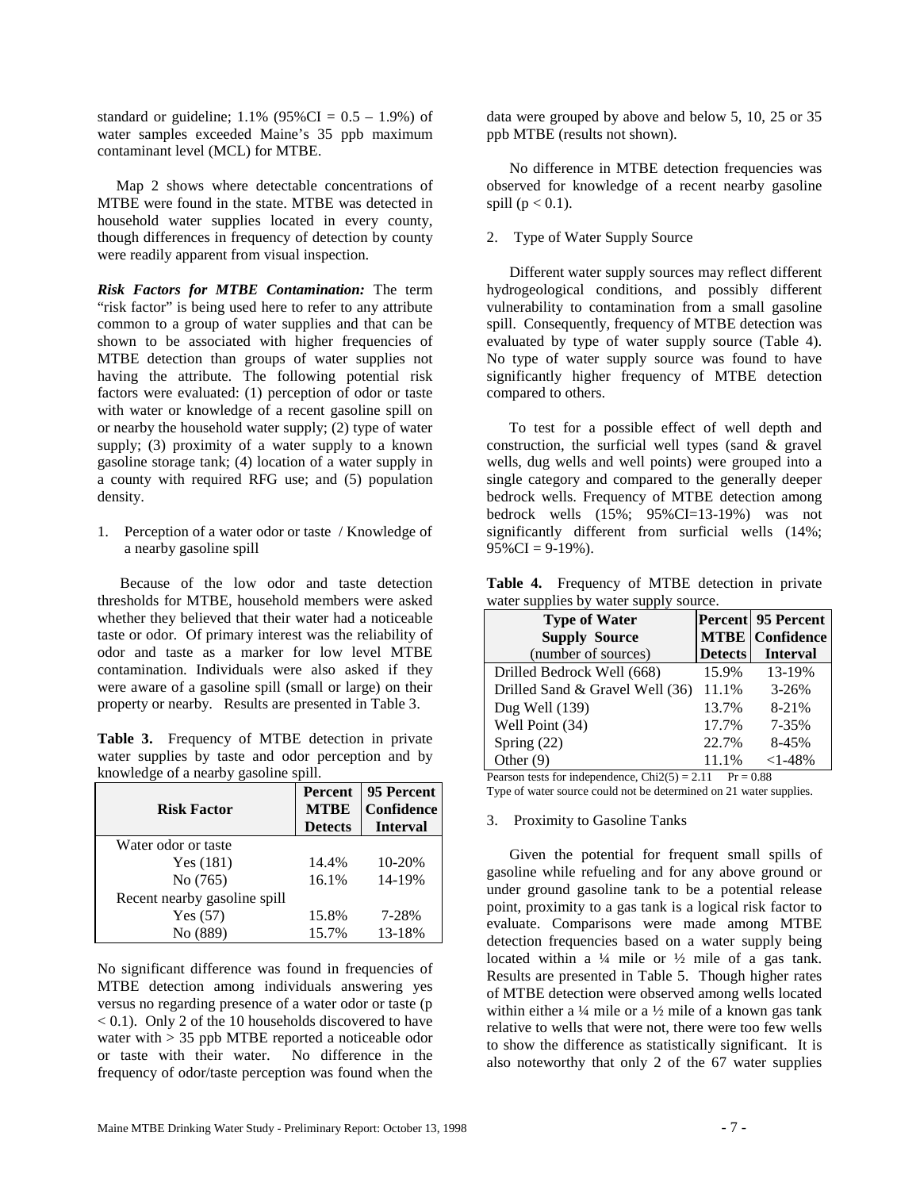standard or guideline; 1.1% (95%CI = 0.5 – 1.9%) of water samples exceeded Maine's 35 ppb maximum contaminant level (MCL) for MTBE.

Map 2 shows where detectable concentrations of MTBE were found in the state. MTBE was detected in household water supplies located in every county, though differences in frequency of detection by county were readily apparent from visual inspection.

***Risk Factors for MTBE Contamination:*** The term "risk factor" is being used here to refer to any attribute common to a group of water supplies and that can be shown to be associated with higher frequencies of MTBE detection than groups of water supplies not having the attribute. The following potential risk factors were evaluated: (1) perception of odor or taste with water or knowledge of a recent gasoline spill on or nearby the household water supply; (2) type of water supply; (3) proximity of a water supply to a known gasoline storage tank; (4) location of a water supply in a county with required RFG use; and (5) population density.

1. Perception of a water odor or taste / Knowledge of a nearby gasoline spill

Because of the low odor and taste detection thresholds for MTBE, household members were asked whether they believed that their water had a noticeable taste or odor. Of primary interest was the reliability of odor and taste as a marker for low level MTBE contamination. Individuals were also asked if they were aware of a gasoline spill (small or large) on their property or nearby. Results are presented in Table 3.

**Table 3.** Frequency of MTBE detection in private water supplies by taste and odor perception and by knowledge of a nearby gasoline spill.

| Risk Factor | Percent MTBE Detects | 95 Percent Confidence Interval |
|---|---|---|
| Water odor or taste | | |
| Yes (181) | 14.4% | 10-20% |
| No (765) | 16.1% | 14-19% |
| Recent nearby gasoline spill | | |
| Yes (57) | 15.8% | 7-28% |
| No (889) | 15.7% | 13-18% |

No significant difference was found in frequencies of MTBE detection among individuals answering yes versus no regarding presence of a water odor or taste ($p < 0.1$). Only 2 of the 10 households discovered to have water with > 35 ppb MTBE reported a noticeable odor or taste with their water. No difference in the frequency of odor/taste perception was found when the data were grouped by above and below 5, 10, 25 or 35 ppb MTBE (results not shown).

No difference in MTBE detection frequencies was observed for knowledge of a recent nearby gasoline spill ($p < 0.1$).

2. Type of Water Supply Source

Different water supply sources may reflect different hydrogeological conditions, and possibly different vulnerability to contamination from a small gasoline spill. Consequently, frequency of MTBE detection was evaluated by type of water supply source (Table 4). No type of water supply source was found to have significantly higher frequency of MTBE detection compared to others.

To test for a possible effect of well depth and construction, the surficial well types (sand & gravel wells, dug wells and well points) were grouped into a single category and compared to the generally deeper bedrock wells. Frequency of MTBE detection among bedrock wells (15%; 95%CI=13-19%) was not significantly different from surficial wells (14%; 95%CI = 9-19%).

**Table 4.** Frequency of MTBE detection in private water supplies by water supply source.

| Type of Water Supply Source (number of sources) | Percent MTBE Detects | 95 Percent Confidence Interval |
|---|---|---|
| Drilled Bedrock Well (668) | 15.9% | 13-19% |
| Drilled Sand & Gravel Well (36) | 11.1% | 3-26% |
| Dug Well (139) | 13.7% | 8-21% |
| Well Point (34) | 17.7% | 7-35% |
| Spring (22) | 22.7% | 8-45% |
| Other (9) | 11.1% | <1-48% |

Pearson tests for independence, $Chi2(5) = 2.11$ $Pr = 0.88$
Type of water source could not be determined on 21 water supplies.

3. Proximity to Gasoline Tanks

Given the potential for frequent small spills of gasoline while refueling and for any above ground or under ground gasoline tank to be a potential release point, proximity to a gas tank is a logical risk factor to evaluate. Comparisons were made among MTBE detection frequencies based on a water supply being located within a ¼ mile or ½ mile of a gas tank. Results are presented in Table 5. Though higher rates of MTBE detection were observed among wells located within either a ¼ mile or a ½ mile of a known gas tank relative to wells that were not, there were too few wells to show the difference as statistically significant. It is also noteworthy that only 2 of the 67 water supplies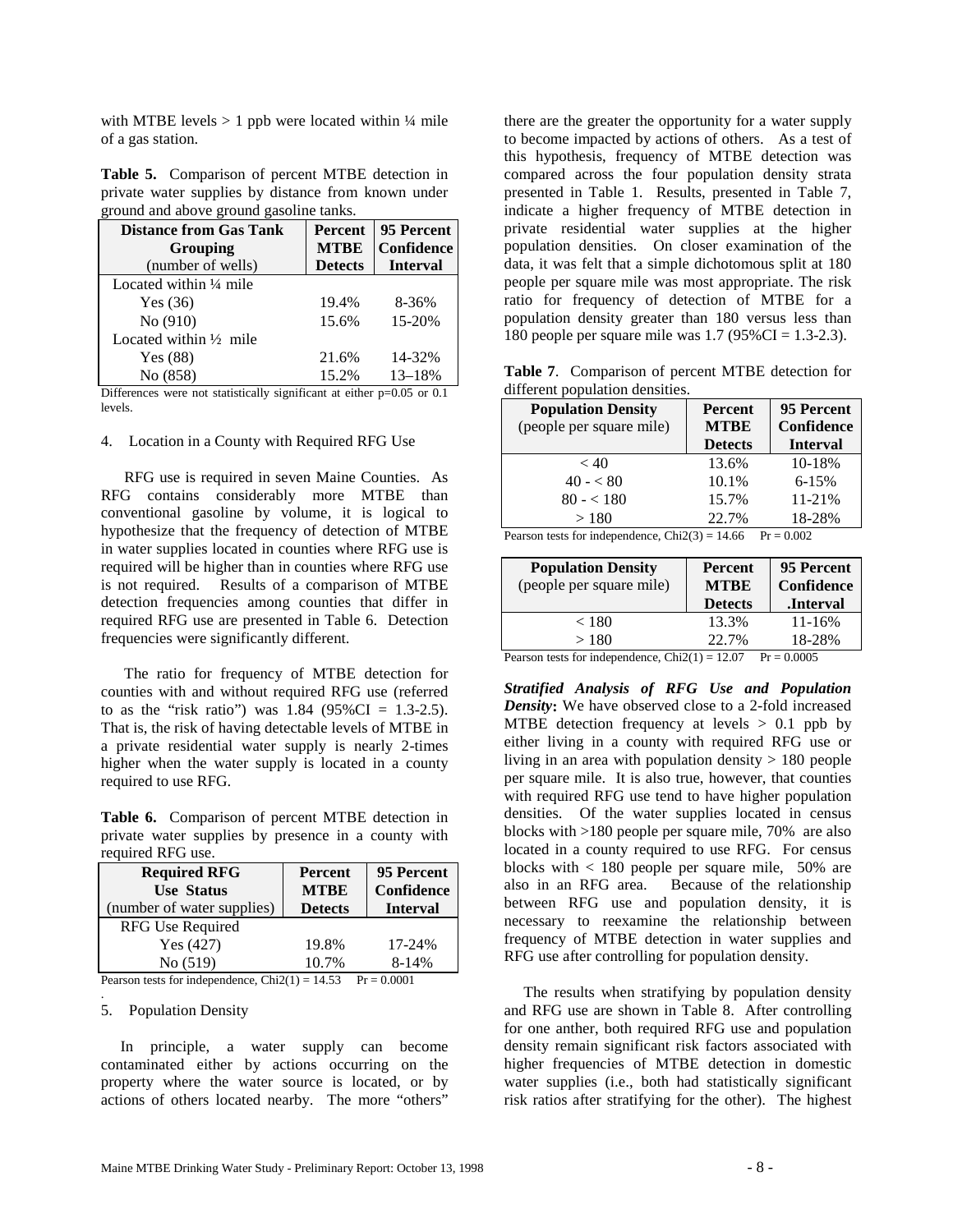with MTBE levels > 1 ppb were located within ¼ mile of a gas station.

**Table 5.** Comparison of percent MTBE detection in private water supplies by distance from known under ground and above ground gasoline tanks.

| Distance from Gas Tank Grouping (number of wells) | Percent MTBE Detects | 95 Percent Confidence Interval |
|---|---|---|
| Located within ¼ mile | | |
| Yes (36) | 19.4% | 8-36% |
| No (910) | 15.6% | 15-20% |
| Located within ½ mile | | |
| Yes (88) | 21.6% | 14-32% |
| No (858) | 15.2% | 13–18% |

Differences were not statistically significant at either p=0.05 or 0.1 levels.

4. Location in a County with Required RFG Use

RFG use is required in seven Maine Counties. As RFG contains considerably more MTBE than conventional gasoline by volume, it is logical to hypothesize that the frequency of detection of MTBE in water supplies located in counties where RFG use is required will be higher than in counties where RFG use is not required. Results of a comparison of MTBE detection frequencies among counties that differ in required RFG use are presented in Table 6. Detection frequencies were significantly different.

The ratio for frequency of MTBE detection for counties with and without required RFG use (referred to as the "risk ratio") was 1.84 (95%CI = 1.3-2.5). That is, the risk of having detectable levels of MTBE in a private residential water supply is nearly 2-times higher when the water supply is located in a county required to use RFG.

**Table 6.** Comparison of percent MTBE detection in private water supplies by presence in a county with required RFG use.

| Required RFG Use Status (number of water supplies) | Percent MTBE Detects | 95 Percent Confidence Interval |
|---|---|---|
| RFG Use Required | | |
| Yes (427) | 19.8% | 17-24% |
| No (519) | 10.7% | 8-14% |

Pearson tests for independence, Chi2(1) = 14.53 Pr = 0.0001

5. Population Density

In principle, a water supply can become contaminated either by actions occurring on the property where the water source is located, or by actions of others located nearby. The more "others" there are the greater the opportunity for a water supply to become impacted by actions of others. As a test of this hypothesis, frequency of MTBE detection was compared across the four population density strata presented in Table 1. Results, presented in Table 7, indicate a higher frequency of MTBE detection in private residential water supplies at the higher population densities. On closer examination of the data, it was felt that a simple dichotomous split at 180 people per square mile was most appropriate. The risk ratio for frequency of detection of MTBE for a population density greater than 180 versus less than 180 people per square mile was 1.7 (95%CI = 1.3-2.3).

**Table 7**. Comparison of percent MTBE detection for different population densities.

| Population Density (people per square mile) | Percent MTBE Detects | 95 Percent Confidence Interval |
|---|---|---|
| < 40 | 13.6% | 10-18% |
| 40 - < 80 | 10.1% | 6-15% |
| 80 - < 180 | 15.7% | 11-21% |
| > 180 | 22.7% | 18-28% |

Pearson tests for independence, Chi2(3) = 14.66 Pr = 0.002

| Population Density (people per square mile) | Percent MTBE Detects | 95 Percent Confidence .Interval |
|---|---|---|
| < 180 | 13.3% | 11-16% |
| > 180 | 22.7% | 18-28% |

Pearson tests for independence, Chi2(1) = 12.07 Pr = 0.0005

***Stratified Analysis of RFG Use and Population Density*****:** We have observed close to a 2-fold increased MTBE detection frequency at levels > 0.1 ppb by either living in a county with required RFG use or living in an area with population density > 180 people per square mile. It is also true, however, that counties with required RFG use tend to have higher population densities. Of the water supplies located in census blocks with >180 people per square mile, 70% are also located in a county required to use RFG. For census blocks with < 180 people per square mile, 50% are also in an RFG area. Because of the relationship between RFG use and population density, it is necessary to reexamine the relationship between frequency of MTBE detection in water supplies and RFG use after controlling for population density.

The results when stratifying by population density and RFG use are shown in Table 8. After controlling for one anther, both required RFG use and population density remain significant risk factors associated with higher frequencies of MTBE detection in domestic water supplies (i.e., both had statistically significant risk ratios after stratifying for the other). The highest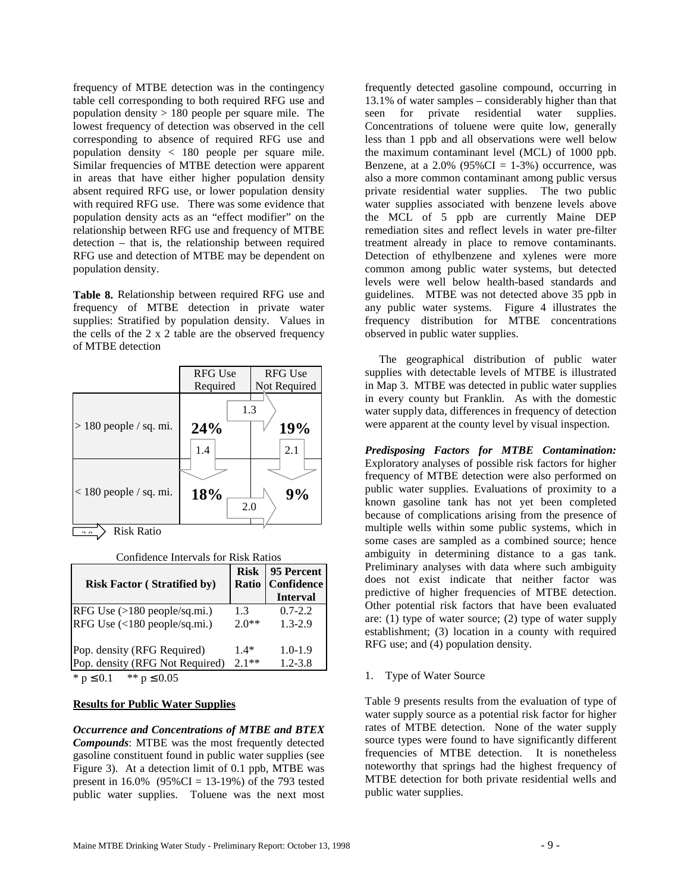frequency of MTBE detection was in the contingency table cell corresponding to both required RFG use and population density > 180 people per square mile. The lowest frequency of detection was observed in the cell corresponding to absence of required RFG use and population density < 180 people per square mile. Similar frequencies of MTBE detection were apparent in areas that have either higher population density absent required RFG use, or lower population density with required RFG use. There was some evidence that population density acts as an "effect modifier" on the relationship between RFG use and frequency of MTBE detection – that is, the relationship between required RFG use and detection of MTBE may be dependent on population density.

**Table 8.** Relationship between required RFG use and frequency of MTBE detection in private water supplies: Stratified by population density. Values in the cells of the 2 x 2 table are the observed frequency of MTBE detection

| | RFG Use Required | RFG Use Not Required |
|---|---|---|
| > 180 people / sq. mi. | **24%** | **19%** |
| < 180 people / sq. mi. | **18%** | **9%** |

Risk Ratios (arrows): 1.3 (> 180 people / sq. mi., Required vs. Not Required); 2.0 (< 180 people / sq. mi., Required vs. Not Required); 1.4 (RFG Use Required, > 180 vs. < 180); 2.1 (RFG Use Not Required, > 180 vs. < 180)

Confidence Intervals for Risk Ratios

| Risk Factor ( Stratified by) | Risk Ratio | 95 Percent Confidence Interval |
|---|---|---|
| RFG Use (>180 people/sq.mi.) | 1.3 | 0.7-2.2 |
| RFG Use (<180 people/sq.mi.) | 2.0** | 1.3-2.9 |
| Pop. density (RFG Required) | 1.4* | 1.0-1.9 |
| Pop. density (RFG Not Required) | 2.1** | 1.2-3.8 |

\* $p \leq 0.1$ &nbsp;&nbsp; ** $p \leq 0.05$

### Results for Public Water Supplies

***Occurrence and Concentrations of MTBE and BTEX Compounds***: MTBE was the most frequently detected gasoline constituent found in public water supplies (see Figure 3). At a detection limit of 0.1 ppb, MTBE was present in 16.0% (95%CI = 13-19%) of the 793 tested public water supplies. Toluene was the next most frequently detected gasoline compound, occurring in 13.1% of water samples – considerably higher than that seen for private residential water supplies. Concentrations of toluene were quite low, generally less than 1 ppb and all observations were well below the maximum contaminant level (MCL) of 1000 ppb. Benzene, at a 2.0% (95%CI = 1-3%) occurrence, was also a more common contaminant among public versus private residential water supplies. The two public water supplies associated with benzene levels above the MCL of 5 ppb are currently Maine DEP remediation sites and reflect levels in water pre-filter treatment already in place to remove contaminants. Detection of ethylbenzene and xylenes were more common among public water systems, but detected levels were well below health-based standards and guidelines. MTBE was not detected above 35 ppb in any public water systems. Figure 4 illustrates the frequency distribution for MTBE concentrations observed in public water supplies.

The geographical distribution of public water supplies with detectable levels of MTBE is illustrated in Map 3. MTBE was detected in public water supplies in every county but Franklin. As with the domestic water supply data, differences in frequency of detection were apparent at the county level by visual inspection.

***Predisposing Factors for MTBE Contamination:*** Exploratory analyses of possible risk factors for higher frequency of MTBE detection were also performed on public water supplies. Evaluations of proximity to a known gasoline tank has not yet been completed because of complications arising from the presence of multiple wells within some public systems, which in some cases are sampled as a combined source; hence ambiguity in determining distance to a gas tank. Preliminary analyses with data where such ambiguity does not exist indicate that neither factor was predictive of higher frequencies of MTBE detection. Other potential risk factors that have been evaluated are: (1) type of water source; (2) type of water supply establishment; (3) location in a county with required RFG use; and (4) population density.

1. Type of Water Source

Table 9 presents results from the evaluation of type of water supply source as a potential risk factor for higher rates of MTBE detection. None of the water supply source types were found to have significantly different frequencies of MTBE detection. It is nonetheless noteworthy that springs had the highest frequency of MTBE detection for both private residential wells and public water supplies.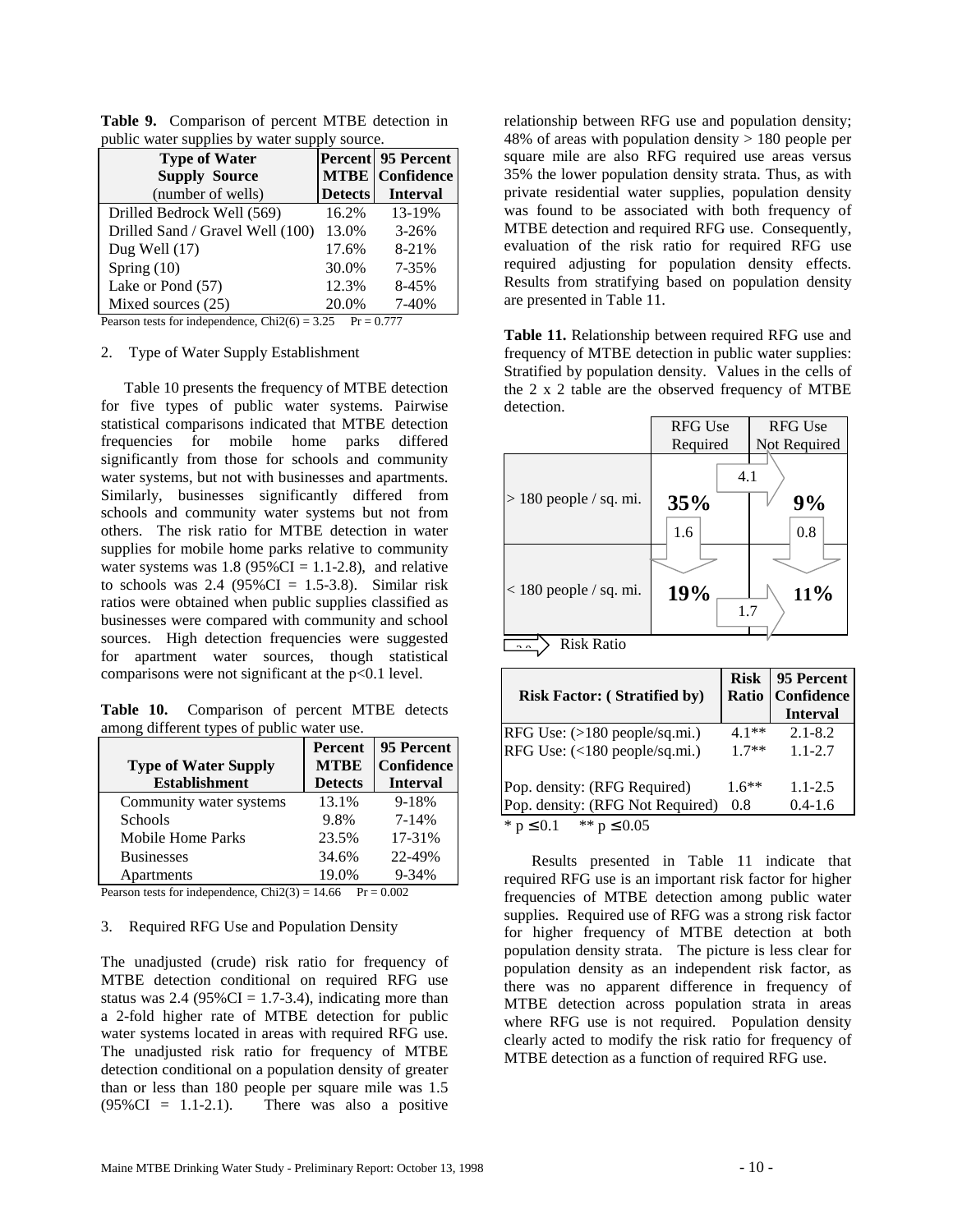**Table 9.** Comparison of percent MTBE detection in public water supplies by water supply source.

| Type of Water Supply Source (number of wells) | Percent MTBE Detects | 95 Percent Confidence Interval |
|---|---|---|
| Drilled Bedrock Well (569) | 16.2% | 13-19% |
| Drilled Sand / Gravel Well (100) | 13.0% | 3-26% |
| Dug Well (17) | 17.6% | 8-21% |
| Spring (10) | 30.0% | 7-35% |
| Lake or Pond (57) | 12.3% | 8-45% |
| Mixed sources (25) | 20.0% | 7-40% |

Pearson tests for independence, Chi2(6) = 3.25  Pr = 0.777

2. Type of Water Supply Establishment

Table 10 presents the frequency of MTBE detection for five types of public water systems. Pairwise statistical comparisons indicated that MTBE detection frequencies for mobile home parks differed significantly from those for schools and community water systems, but not with businesses and apartments. Similarly, businesses significantly differed from schools and community water systems but not from others. The risk ratio for MTBE detection in water supplies for mobile home parks relative to community water systems was 1.8 (95%CI = 1.1-2.8), and relative to schools was 2.4 (95%CI = 1.5-3.8). Similar risk ratios were obtained when public supplies classified as businesses were compared with community and school sources. High detection frequencies were suggested for apartment water sources, though statistical comparisons were not significant at the p<0.1 level.

**Table 10.** Comparison of percent MTBE detects among different types of public water use.

| Type of Water Supply Establishment | Percent MTBE Detects | 95 Percent Confidence Interval |
|---|---|---|
| Community water systems | 13.1% | 9-18% |
| Schools | 9.8% | 7-14% |
| Mobile Home Parks | 23.5% | 17-31% |
| Businesses | 34.6% | 22-49% |
| Apartments | 19.0% | 9-34% |

Pearson tests for independence, Chi2(3) = 14.66  Pr = 0.002

3. Required RFG Use and Population Density

The unadjusted (crude) risk ratio for frequency of MTBE detection conditional on required RFG use status was 2.4 (95%CI = 1.7-3.4), indicating more than a 2-fold higher rate of MTBE detection for public water systems located in areas with required RFG use. The unadjusted risk ratio for frequency of MTBE detection conditional on a population density of greater than or less than 180 people per square mile was 1.5 (95%CI = 1.1-2.1). There was also a positive relationship between RFG use and population density; 48% of areas with population density > 180 people per square mile are also RFG required use areas versus 35% the lower population density strata. Thus, as with private residential water supplies, population density was found to be associated with both frequency of MTBE detection and required RFG use. Consequently, evaluation of the risk ratio for required RFG use required adjusting for population density effects. Results from stratifying based on population density are presented in Table 11.

**Table 11.** Relationship between required RFG use and frequency of MTBE detection in public water supplies: Stratified by population density. Values in the cells of the 2 x 2 table are the observed frequency of MTBE detection.

| | RFG Use Required | RFG Use Not Required |
|---|---|---|
| > 180 people / sq. mi. | **35%** | **9%** |
| < 180 people / sq. mi. | **19%** | **11%** |

Risk Ratio arrows: > 180 people / sq. mi., Required → Not Required: 4.1; < 180 people / sq. mi., Required → Not Required: 1.7; RFG Use Required, > 180 → < 180: 1.6; RFG Use Not Required, > 180 → < 180: 0.8

| Risk Factor: ( Stratified by) | Risk Ratio | 95 Percent Confidence Interval |
|---|---|---|
| RFG Use: (>180 people/sq.mi.) | 4.1** | 2.1-8.2 |
| RFG Use: (<180 people/sq.mi.) | 1.7** | 1.1-2.7 |
| | | |
| Pop. density: (RFG Required) | 1.6** | 1.1-2.5 |
| Pop. density: (RFG Not Required) | 0.8 | 0.4-1.6 |

\* $p \leq 0.1$  ** $p \leq 0.05$

Results presented in Table 11 indicate that required RFG use is an important risk factor for higher frequencies of MTBE detection among public water supplies. Required use of RFG was a strong risk factor for higher frequency of MTBE detection at both population density strata. The picture is less clear for population density as an independent risk factor, as there was no apparent difference in frequency of MTBE detection across population strata in areas where RFG use is not required. Population density clearly acted to modify the risk ratio for frequency of MTBE detection as a function of required RFG use.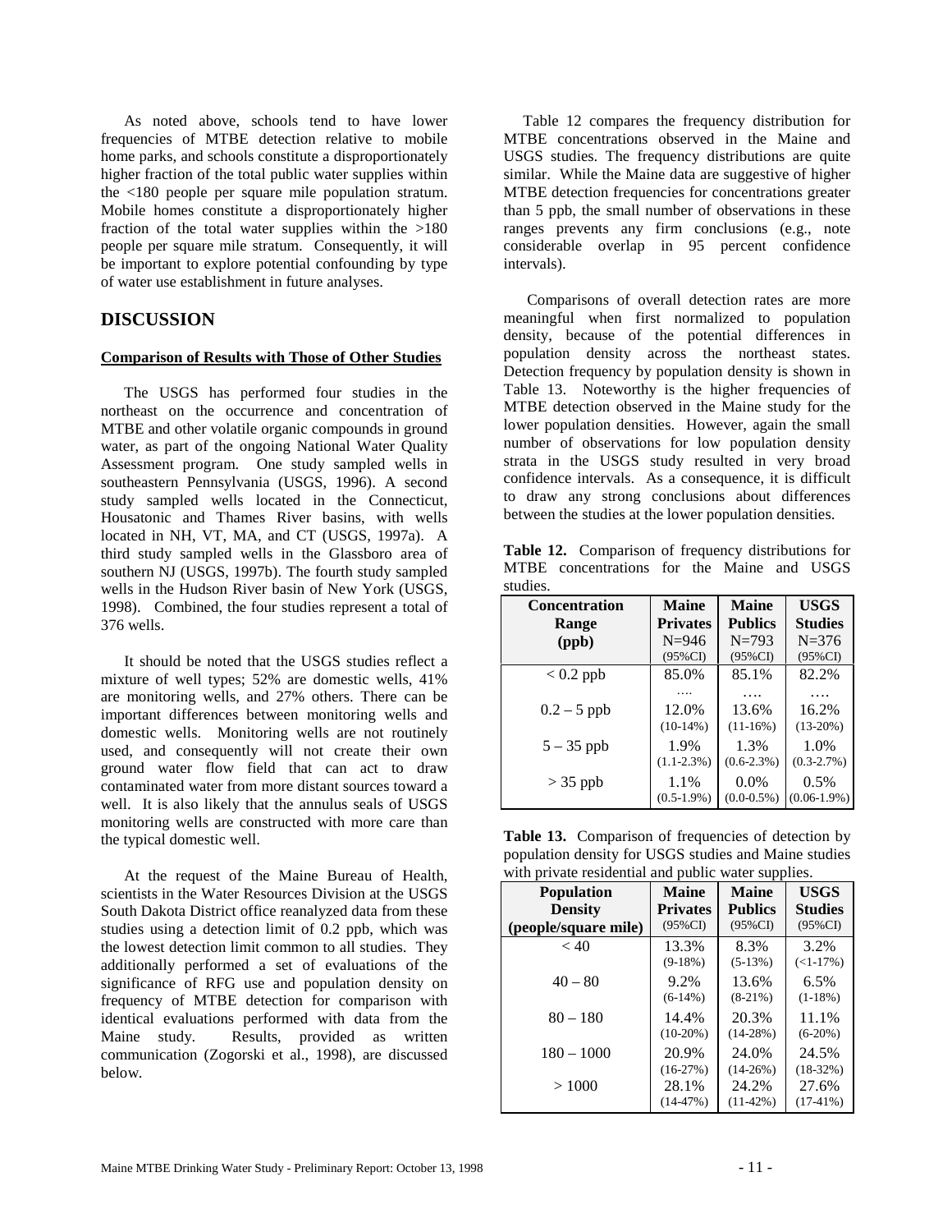As noted above, schools tend to have lower frequencies of MTBE detection relative to mobile home parks, and schools constitute a disproportionately higher fraction of the total public water supplies within the <180 people per square mile population stratum. Mobile homes constitute a disproportionately higher fraction of the total water supplies within the >180 people per square mile stratum. Consequently, it will be important to explore potential confounding by type of water use establishment in future analyses.

## DISCUSSION

### Comparison of Results with Those of Other Studies

The USGS has performed four studies in the northeast on the occurrence and concentration of MTBE and other volatile organic compounds in ground water, as part of the ongoing National Water Quality Assessment program. One study sampled wells in southeastern Pennsylvania (USGS, 1996). A second study sampled wells located in the Connecticut, Housatonic and Thames River basins, with wells located in NH, VT, MA, and CT (USGS, 1997a). A third study sampled wells in the Glassboro area of southern NJ (USGS, 1997b). The fourth study sampled wells in the Hudson River basin of New York (USGS, 1998). Combined, the four studies represent a total of 376 wells.

It should be noted that the USGS studies reflect a mixture of well types; 52% are domestic wells, 41% are monitoring wells, and 27% others. There can be important differences between monitoring wells and domestic wells. Monitoring wells are not routinely used, and consequently will not create their own ground water flow field that can act to draw contaminated water from more distant sources toward a well. It is also likely that the annulus seals of USGS monitoring wells are constructed with more care than the typical domestic well.

At the request of the Maine Bureau of Health, scientists in the Water Resources Division at the USGS South Dakota District office reanalyzed data from these studies using a detection limit of 0.2 ppb, which was the lowest detection limit common to all studies. They additionally performed a set of evaluations of the significance of RFG use and population density on frequency of MTBE detection for comparison with identical evaluations performed with data from the Maine study. Results, provided as written communication (Zogorski et al., 1998), are discussed below.

Table 12 compares the frequency distribution for MTBE concentrations observed in the Maine and USGS studies. The frequency distributions are quite similar. While the Maine data are suggestive of higher MTBE detection frequencies for concentrations greater than 5 ppb, the small number of observations in these ranges prevents any firm conclusions (e.g., note considerable overlap in 95 percent confidence intervals).

Comparisons of overall detection rates are more meaningful when first normalized to population density, because of the potential differences in population density across the northeast states. Detection frequency by population density is shown in Table 13. Noteworthy is the higher frequencies of MTBE detection observed in the Maine study for the lower population densities. However, again the small number of observations for low population density strata in the USGS study resulted in very broad confidence intervals. As a consequence, it is difficult to draw any strong conclusions about differences between the studies at the lower population densities.

**Table 12.** Comparison of frequency distributions for MTBE concentrations for the Maine and USGS studies.

| Concentration Range (ppb) | Maine Privates N=946 (95%CI) | Maine Publics N=793 (95%CI) | USGS Studies N=376 (95%CI) |
|---|---|---|---|
| < 0.2 ppb | 85.0% …. | 85.1% …. | 82.2% …. |
| 0.2 – 5 ppb | 12.0% (10-14%) | 13.6% (11-16%) | 16.2% (13-20%) |
| 5 – 35 ppb | 1.9% (1.1-2.3%) | 1.3% (0.6-2.3%) | 1.0% (0.3-2.7%) |
| > 35 ppb | 1.1% (0.5-1.9%) | 0.0% (0.0-0.5%) | 0.5% (0.06-1.9%) |

**Table 13.** Comparison of frequencies of detection by population density for USGS studies and Maine studies with private residential and public water supplies.

| Population Density (people/square mile) | Maine Privates (95%CI) | Maine Publics (95%CI) | USGS Studies (95%CI) |
|---|---|---|---|
| < 40 | 13.3% (9-18%) | 8.3% (5-13%) | 3.2% (<1-17%) |
| 40 – 80 | 9.2% (6-14%) | 13.6% (8-21%) | 6.5% (1-18%) |
| 80 – 180 | 14.4% (10-20%) | 20.3% (14-28%) | 11.1% (6-20%) |
| 180 – 1000 | 20.9% (16-27%) | 24.0% (14-26%) | 24.5% (18-32%) |
| > 1000 | 28.1% (14-47%) | 24.2% (11-42%) | 27.6% (17-41%) |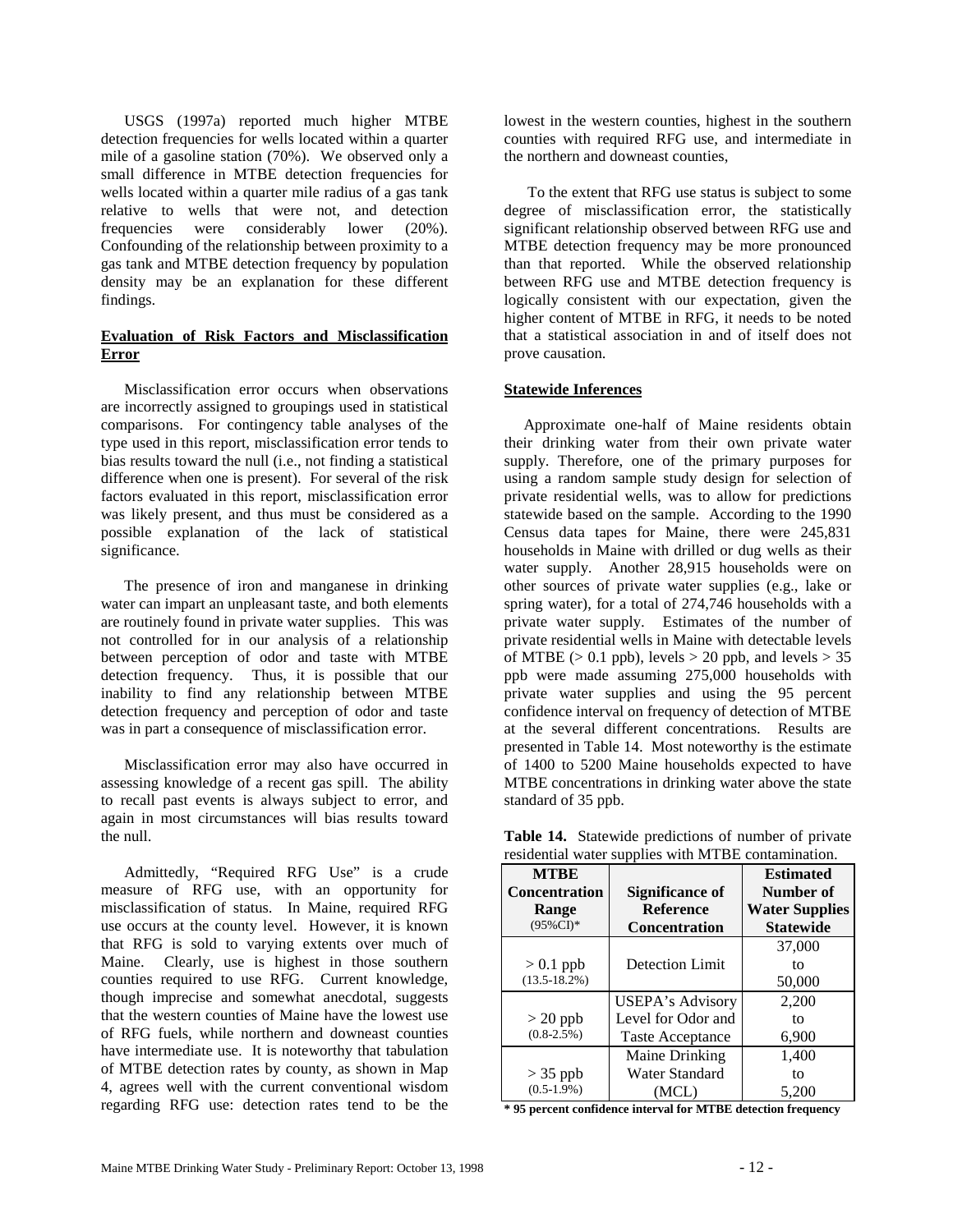USGS (1997a) reported much higher MTBE detection frequencies for wells located within a quarter mile of a gasoline station (70%). We observed only a small difference in MTBE detection frequencies for wells located within a quarter mile radius of a gas tank relative to wells that were not, and detection frequencies were considerably lower (20%). Confounding of the relationship between proximity to a gas tank and MTBE detection frequency by population density may be an explanation for these different findings.

**Evaluation of Risk Factors and Misclassification Error**

Misclassification error occurs when observations are incorrectly assigned to groupings used in statistical comparisons. For contingency table analyses of the type used in this report, misclassification error tends to bias results toward the null (i.e., not finding a statistical difference when one is present). For several of the risk factors evaluated in this report, misclassification error was likely present, and thus must be considered as a possible explanation of the lack of statistical significance.

The presence of iron and manganese in drinking water can impart an unpleasant taste, and both elements are routinely found in private water supplies. This was not controlled for in our analysis of a relationship between perception of odor and taste with MTBE detection frequency. Thus, it is possible that our inability to find any relationship between MTBE detection frequency and perception of odor and taste was in part a consequence of misclassification error.

Misclassification error may also have occurred in assessing knowledge of a recent gas spill. The ability to recall past events is always subject to error, and again in most circumstances will bias results toward the null.

Admittedly, "Required RFG Use" is a crude measure of RFG use, with an opportunity for misclassification of status. In Maine, required RFG use occurs at the county level. However, it is known that RFG is sold to varying extents over much of Maine. Clearly, use is highest in those southern counties required to use RFG. Current knowledge, though imprecise and somewhat anecdotal, suggests that the western counties of Maine have the lowest use of RFG fuels, while northern and downeast counties have intermediate use. It is noteworthy that tabulation of MTBE detection rates by county, as shown in Map 4, agrees well with the current conventional wisdom regarding RFG use: detection rates tend to be the lowest in the western counties, highest in the southern counties with required RFG use, and intermediate in the northern and downeast counties,

To the extent that RFG use status is subject to some degree of misclassification error, the statistically significant relationship observed between RFG use and MTBE detection frequency may be more pronounced than that reported. While the observed relationship between RFG use and MTBE detection frequency is logically consistent with our expectation, given the higher content of MTBE in RFG, it needs to be noted that a statistical association in and of itself does not prove causation.

**Statewide Inferences**

Approximate one-half of Maine residents obtain their drinking water from their own private water supply. Therefore, one of the primary purposes for using a random sample study design for selection of private residential wells, was to allow for predictions statewide based on the sample. According to the 1990 Census data tapes for Maine, there were 245,831 households in Maine with drilled or dug wells as their water supply. Another 28,915 households were on other sources of private water supplies (e.g., lake or spring water), for a total of 274,746 households with a private water supply. Estimates of the number of private residential wells in Maine with detectable levels of MTBE (> 0.1 ppb), levels > 20 ppb, and levels > 35 ppb were made assuming 275,000 households with private water supplies and using the 95 percent confidence interval on frequency of detection of MTBE at the several different concentrations. Results are presented in Table 14. Most noteworthy is the estimate of 1400 to 5200 Maine households expected to have MTBE concentrations in drinking water above the state standard of 35 ppb.

**Table 14.** Statewide predictions of number of private residential water supplies with MTBE contamination.

| MTBE Concentration Range (95%CI)* | Significance of Reference Concentration | Estimated Number of Water Supplies Statewide |
|---|---|---|
| > 0.1 ppb (13.5-18.2%) | Detection Limit | 37,000 to 50,000 |
| > 20 ppb (0.8-2.5%) | USEPA's Advisory Level for Odor and Taste Acceptance | 2,200 to 6,900 |
| > 35 ppb (0.5-1.9%) | Maine Drinking Water Standard (MCL) | 1,400 to 5,200 |

**\* 95 percent confidence interval for MTBE detection frequency**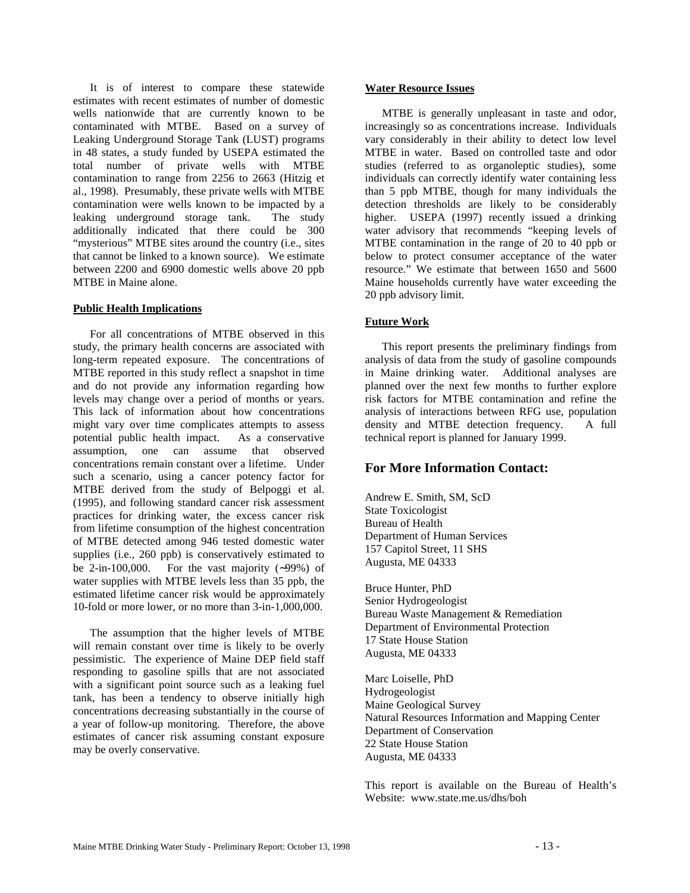It is of interest to compare these statewide estimates with recent estimates of number of domestic wells nationwide that are currently known to be contaminated with MTBE. Based on a survey of Leaking Underground Storage Tank (LUST) programs in 48 states, a study funded by USEPA estimated the total number of private wells with MTBE contamination to range from 2256 to 2663 (Hitzig et al., 1998). Presumably, these private wells with MTBE contamination were wells known to be impacted by a leaking underground storage tank. The study additionally indicated that there could be 300 "mysterious" MTBE sites around the country (i.e., sites that cannot be linked to a known source). We estimate between 2200 and 6900 domestic wells above 20 ppb MTBE in Maine alone.

**Public Health Implications**

For all concentrations of MTBE observed in this study, the primary health concerns are associated with long-term repeated exposure. The concentrations of MTBE reported in this study reflect a snapshot in time and do not provide any information regarding how levels may change over a period of months or years. This lack of information about how concentrations might vary over time complicates attempts to assess potential public health impact. As a conservative assumption, one can assume that observed concentrations remain constant over a lifetime. Under such a scenario, using a cancer potency factor for MTBE derived from the study of Belpoggi et al. (1995), and following standard cancer risk assessment practices for drinking water, the excess cancer risk from lifetime consumption of the highest concentration of MTBE detected among 946 tested domestic water supplies (i.e., 260 ppb) is conservatively estimated to be 2-in-100,000. For the vast majority (~99%) of water supplies with MTBE levels less than 35 ppb, the estimated lifetime cancer risk would be approximately 10-fold or more lower, or no more than 3-in-1,000,000.

The assumption that the higher levels of MTBE will remain constant over time is likely to be overly pessimistic. The experience of Maine DEP field staff responding to gasoline spills that are not associated with a significant point source such as a leaking fuel tank, has been a tendency to observe initially high concentrations decreasing substantially in the course of a year of follow-up monitoring. Therefore, the above estimates of cancer risk assuming constant exposure may be overly conservative.

**Water Resource Issues**

MTBE is generally unpleasant in taste and odor, increasingly so as concentrations increase. Individuals vary considerably in their ability to detect low level MTBE in water. Based on controlled taste and odor studies (referred to as organoleptic studies), some individuals can correctly identify water containing less than 5 ppb MTBE, though for many individuals the detection thresholds are likely to be considerably higher. USEPA (1997) recently issued a drinking water advisory that recommends "keeping levels of MTBE contamination in the range of 20 to 40 ppb or below to protect consumer acceptance of the water resource." We estimate that between 1650 and 5600 Maine households currently have water exceeding the 20 ppb advisory limit.

**Future Work**

This report presents the preliminary findings from analysis of data from the study of gasoline compounds in Maine drinking water. Additional analyses are planned over the next few months to further explore risk factors for MTBE contamination and refine the analysis of interactions between RFG use, population density and MTBE detection frequency. A full technical report is planned for January 1999.

## For More Information Contact:

Andrew E. Smith, SM, ScD
State Toxicologist
Bureau of Health
Department of Human Services
157 Capitol Street, 11 SHS
Augusta, ME 04333

Bruce Hunter, PhD
Senior Hydrogeologist
Bureau Waste Management & Remediation
Department of Environmental Protection
17 State House Station
Augusta, ME 04333

Marc Loiselle, PhD
Hydrogeologist
Maine Geological Survey
Natural Resources Information and Mapping Center
Department of Conservation
22 State House Station
Augusta, ME 04333

This report is available on the Bureau of Health's Website: www.state.me.us/dhs/boh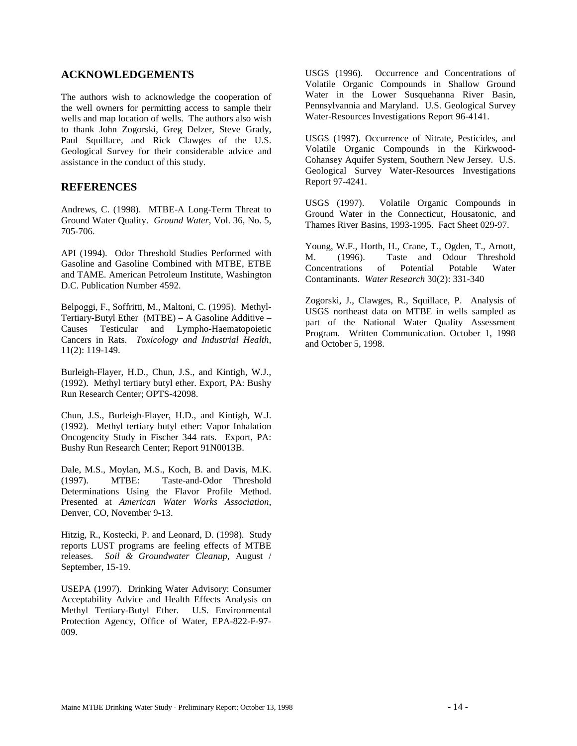## ACKNOWLEDGEMENTS

The authors wish to acknowledge the cooperation of the well owners for permitting access to sample their wells and map location of wells. The authors also wish to thank John Zogorski, Greg Delzer, Steve Grady, Paul Squillace, and Rick Clawges of the U.S. Geological Survey for their considerable advice and assistance in the conduct of this study.

## REFERENCES

Andrews, C. (1998). MTBE-A Long-Term Threat to Ground Water Quality. *Ground Water*, Vol. 36, No. 5, 705-706.

API (1994). Odor Threshold Studies Performed with Gasoline and Gasoline Combined with MTBE, ETBE and TAME. American Petroleum Institute, Washington D.C. Publication Number 4592.

Belpoggi, F., Soffritti, M., Maltoni, C. (1995). Methyl-Tertiary-Butyl Ether (MTBE) – A Gasoline Additive – Causes Testicular and Lympho-Haematopoietic Cancers in Rats. *Toxicology and Industrial Health*, 11(2): 119-149.

Burleigh-Flayer, H.D., Chun, J.S., and Kintigh, W.J., (1992). Methyl tertiary butyl ether. Export, PA: Bushy Run Research Center; OPTS-42098.

Chun, J.S., Burleigh-Flayer, H.D., and Kintigh, W.J. (1992). Methyl tertiary butyl ether: Vapor Inhalation Oncogencity Study in Fischer 344 rats. Export, PA: Bushy Run Research Center; Report 91N0013B.

Dale, M.S., Moylan, M.S., Koch, B. and Davis, M.K. (1997). MTBE: Taste-and-Odor Threshold Determinations Using the Flavor Profile Method. Presented at *American Water Works Association*, Denver, CO, November 9-13.

Hitzig, R., Kostecki, P. and Leonard, D. (1998). Study reports LUST programs are feeling effects of MTBE releases. *Soil & Groundwater Cleanup*, August / September, 15-19.

USEPA (1997). Drinking Water Advisory: Consumer Acceptability Advice and Health Effects Analysis on Methyl Tertiary-Butyl Ether. U.S. Environmental Protection Agency, Office of Water, EPA-822-F-97-009.

USGS (1996). Occurrence and Concentrations of Volatile Organic Compounds in Shallow Ground Water in the Lower Susquehanna River Basin, Pennsylvannia and Maryland. U.S. Geological Survey Water-Resources Investigations Report 96-4141.

USGS (1997). Occurrence of Nitrate, Pesticides, and Volatile Organic Compounds in the Kirkwood-Cohansey Aquifer System, Southern New Jersey. U.S. Geological Survey Water-Resources Investigations Report 97-4241.

USGS (1997). Volatile Organic Compounds in Ground Water in the Connecticut, Housatonic, and Thames River Basins, 1993-1995. Fact Sheet 029-97.

Young, W.F., Horth, H., Crane, T., Ogden, T., Arnott, M. (1996). Taste and Odour Threshold Concentrations of Potential Potable Water Contaminants. *Water Research* 30(2): 331-340

Zogorski, J., Clawges, R., Squillace, P. Analysis of USGS northeast data on MTBE in wells sampled as part of the National Water Quality Assessment Program. Written Communication. October 1, 1998 and October 5, 1998.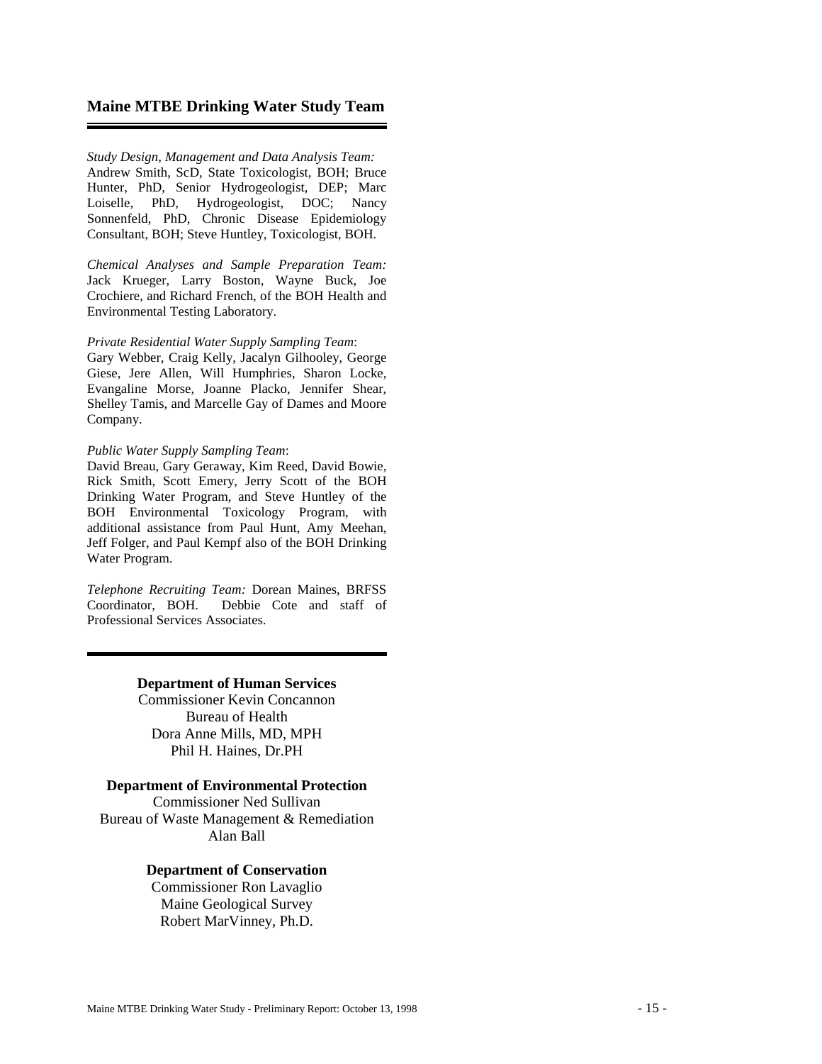## Maine MTBE Drinking Water Study Team

*Study Design, Management and Data Analysis Team:* Andrew Smith, ScD, State Toxicologist, BOH; Bruce Hunter, PhD, Senior Hydrogeologist, DEP; Marc Loiselle, PhD, Hydrogeologist, DOC; Nancy Sonnenfeld, PhD, Chronic Disease Epidemiology Consultant, BOH; Steve Huntley, Toxicologist, BOH.

*Chemical Analyses and Sample Preparation Team:* Jack Krueger, Larry Boston, Wayne Buck, Joe Crochiere, and Richard French, of the BOH Health and Environmental Testing Laboratory.

*Private Residential Water Supply Sampling Team*:
Gary Webber, Craig Kelly, Jacalyn Gilhooley, George Giese, Jere Allen, Will Humphries, Sharon Locke, Evangaline Morse, Joanne Placko, Jennifer Shear, Shelley Tamis, and Marcelle Gay of Dames and Moore Company.

*Public Water Supply Sampling Team*:
David Breau, Gary Geraway, Kim Reed, David Bowie, Rick Smith, Scott Emery, Jerry Scott of the BOH Drinking Water Program, and Steve Huntley of the BOH Environmental Toxicology Program, with additional assistance from Paul Hunt, Amy Meehan, Jeff Folger, and Paul Kempf also of the BOH Drinking Water Program.

*Telephone Recruiting Team:* Dorean Maines, BRFSS Coordinator, BOH. Debbie Cote and staff of Professional Services Associates.

---

**Department of Human Services**
Commissioner Kevin Concannon
Bureau of Health
Dora Anne Mills, MD, MPH
Phil H. Haines, Dr.PH

**Department of Environmental Protection**
Commissioner Ned Sullivan
Bureau of Waste Management & Remediation
Alan Ball

**Department of Conservation**
Commissioner Ron Lavaglio
Maine Geological Survey
Robert MarVinney, Ph.D.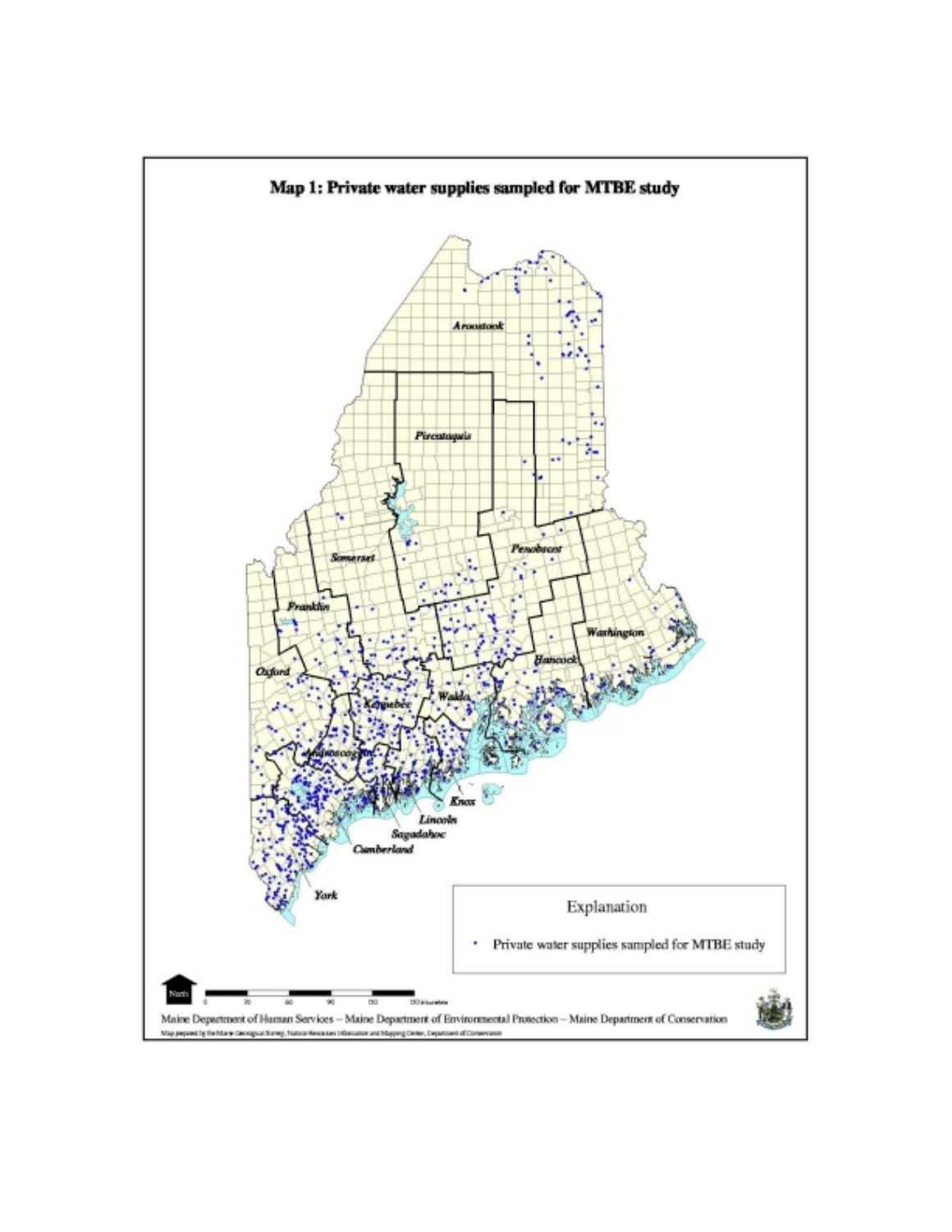# Map 1: Private water supplies sampled for MTBE study

Aroostook

Piscataquis

Somerset

Penobscot

Franklin

Washington

Oxford

Hancock

Kennebec

Waldo

Androscoggin

Knox

Lincoln

Sagadahoc

Cumberland

York

Explanation

• Private water supplies sampled for MTBE study

North

0 30 60 90 120 150 Kilometers

Maine Department of Human Services – Maine Department of Environmental Protection – Maine Department of Conservation

Map prepared by the Maine Geological Survey, Natural Resources Information and Mapping Center, Department of Conservation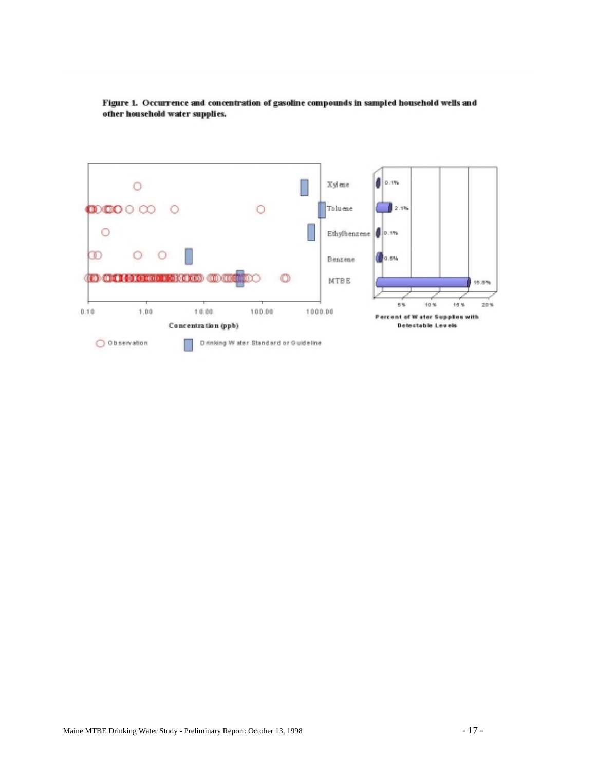**Figure 1. Occurrence and concentration of gasoline compounds in sampled household wells and other household water supplies.**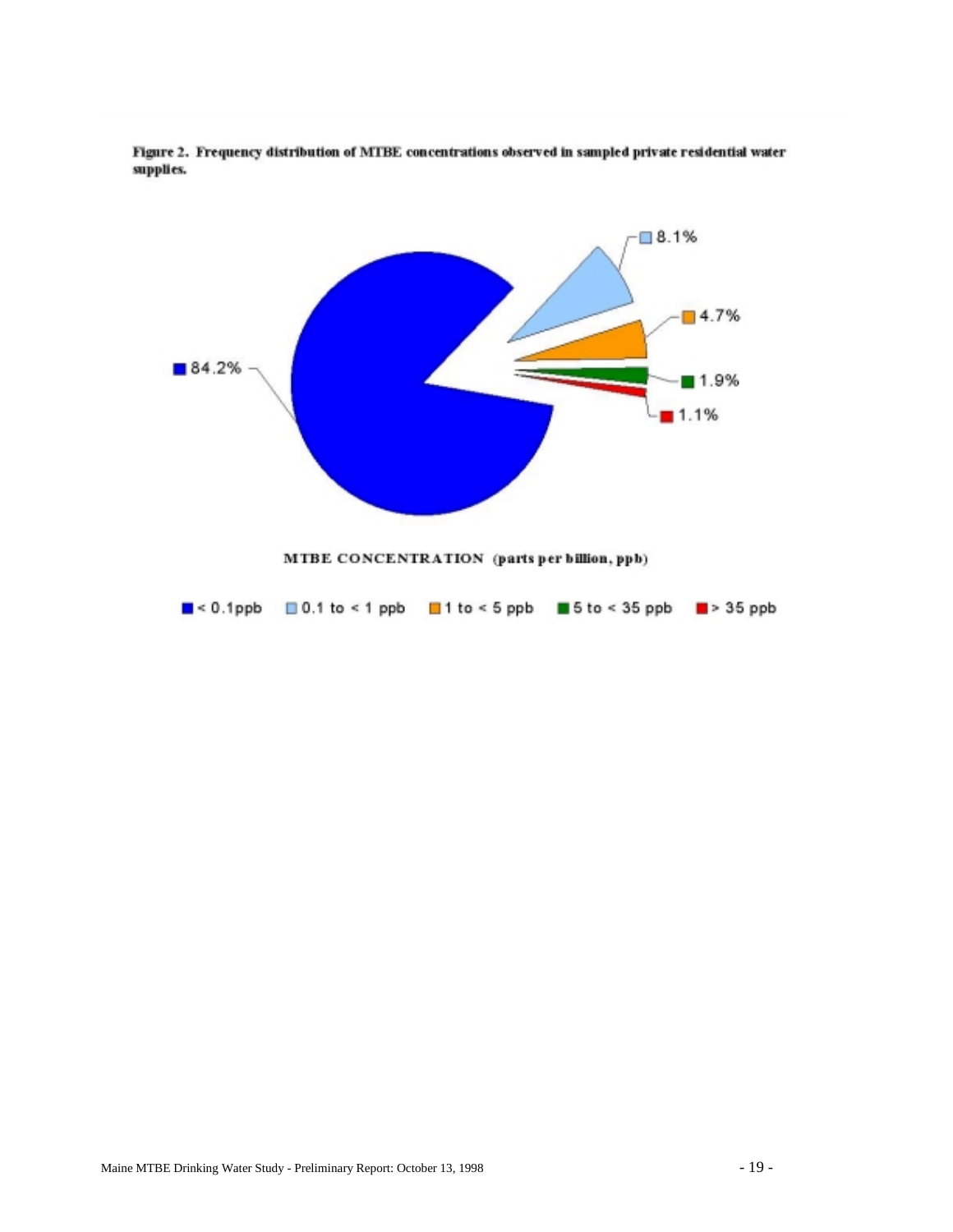**Figure 2. Frequency distribution of MTBE concentrations observed in sampled private residential water supplies.**

| MTBE CONCENTRATION (parts per billion, ppb) | Percent |
|---|---|
| < 0.1ppb | 84.2% |
| 0.1 to < 1 ppb | 8.1% |
| 1 to < 5 ppb | 4.7% |
| 5 to < 35 ppb | 1.9% |
| > 35 ppb | 1.1% |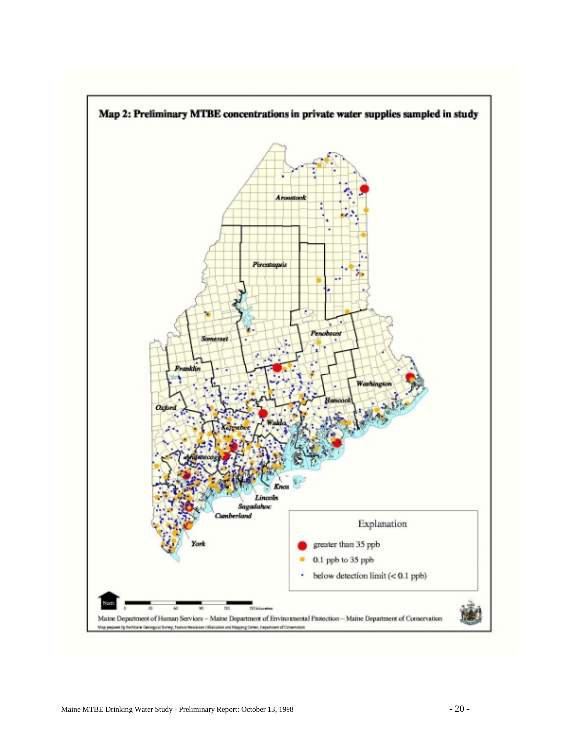**Map 2: Preliminary MTBE concentrations in private water supplies sampled in study**

Aroostook, Piscataquis, Somerset, Penobscot, Franklin, Washington, Oxford, Hancock, Kennebec, Waldo, Androscoggin, Knox, Lincoln, Sagadahoc, Cumberland, York

Explanation

- greater than 35 ppb
- 0.1 ppb to 35 ppb
- below detection limit (< 0.1 ppb)

North

0 30 60 90 120 150 kilometers

Maine Department of Human Services – Maine Department of Environmental Protection – Maine Department of Conservation

Map prepared by the Maine Geological Survey, Natural Resources Information and Mapping Center, Department of Conservation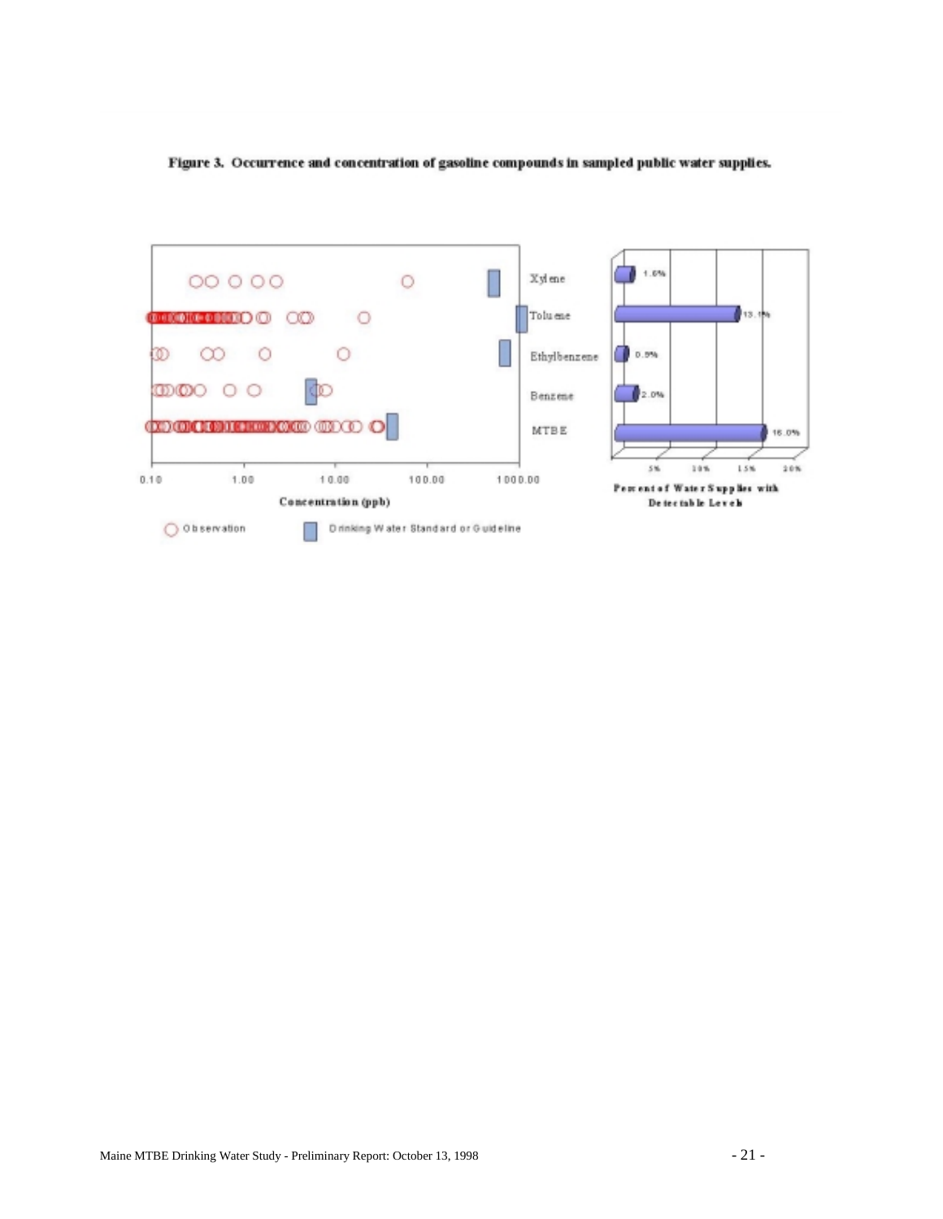**Figure 3. Occurrence and concentration of gasoline compounds in sampled public water supplies.**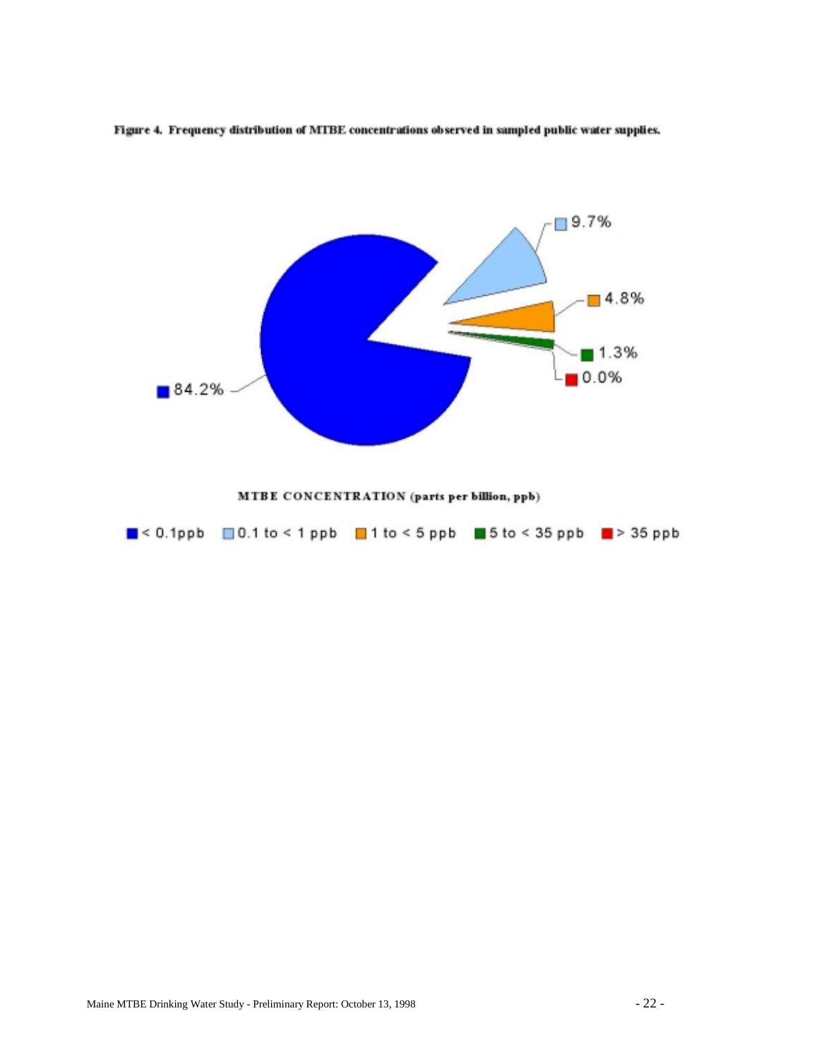**Figure 4. Frequency distribution of MTBE concentrations observed in sampled public water supplies.**

**MTBE CONCENTRATION (parts per billion, ppb)**

| MTBE concentration | Percent |
| --- | --- |
| < 0.1ppb | 84.2% |
| 0.1 to < 1 ppb | 9.7% |
| 1 to < 5 ppb | 4.8% |
| 5 to < 35 ppb | 1.3% |
| > 35 ppb | 0.0% |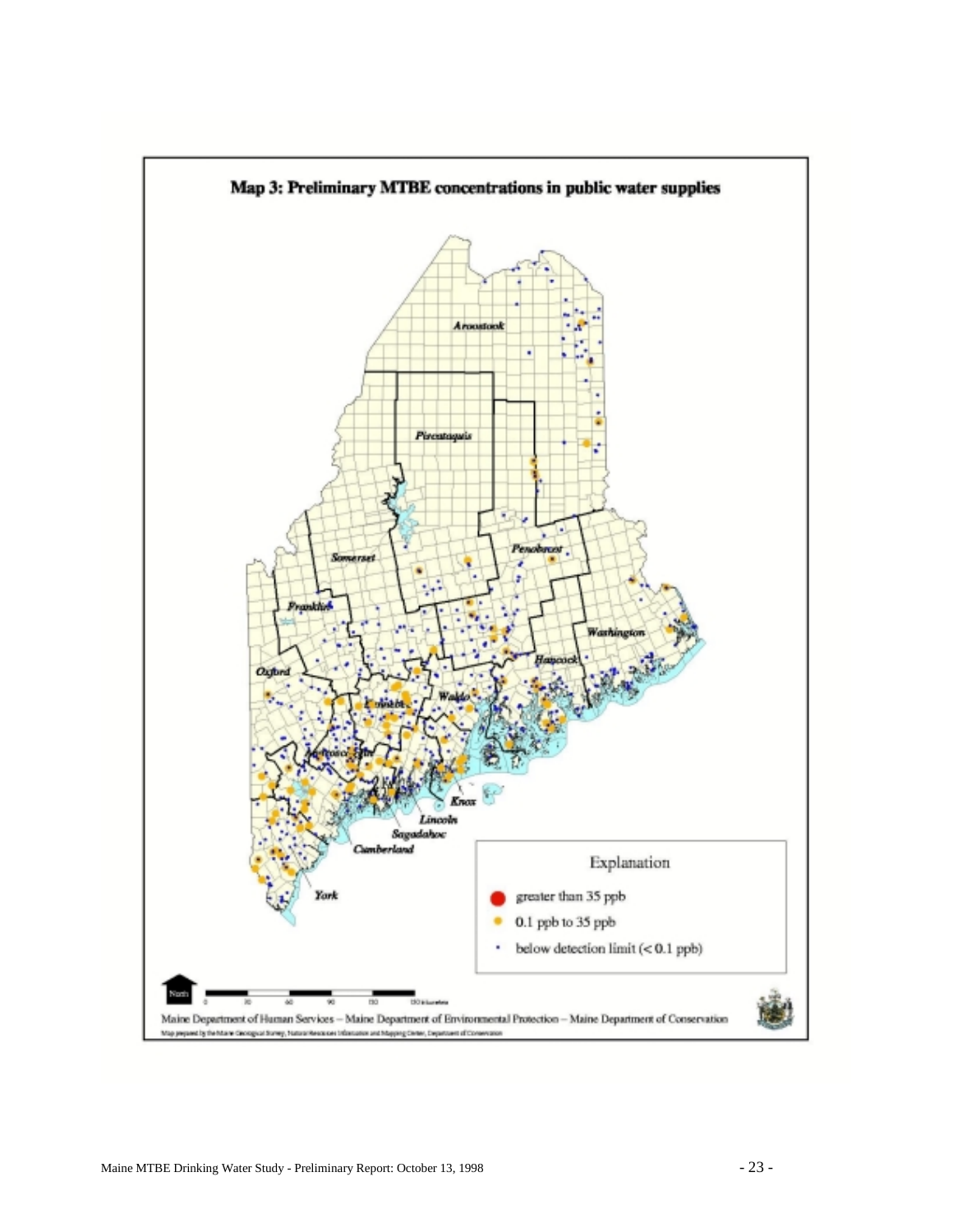## Map 3: Preliminary MTBE concentrations in public water supplies

Aroostook

Piscataquis

Penobscot

Somerset

Franklin

Washington

Hancock

Oxford

Kennebec

Waldo

Androscoggin

Knox

Lincoln

Sagadahoc

Cumberland

York

**Explanation**

- greater than 35 ppb
- 0.1 ppb to 35 ppb
- below detection limit (< 0.1 ppb)

North

0 30 60 90 120 150 kilometers

Maine Department of Human Services – Maine Department of Environmental Protection – Maine Department of Conservation

Map prepared by the Maine Geological Survey, Natural Resources Information and Mapping Center, Department of Conservation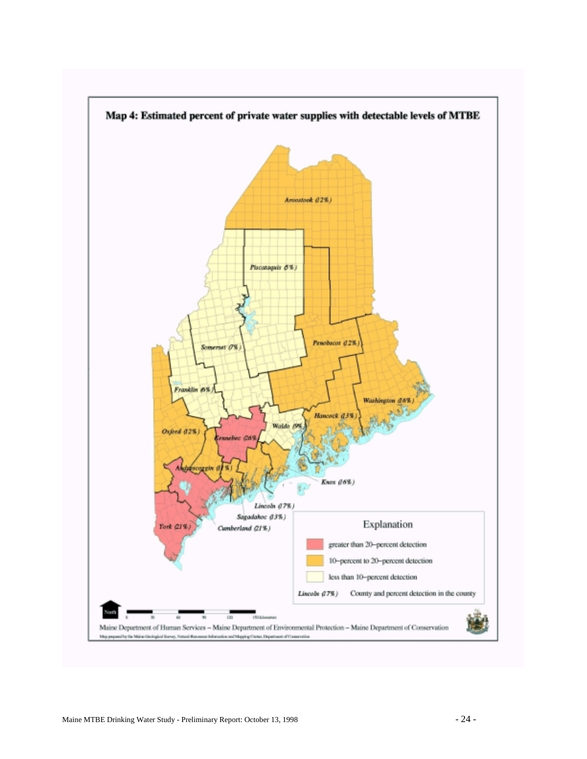**Map 4: Estimated percent of private water supplies with detectable levels of MTBE**

Aroostook (12%)

Piscataquis (5%)

Somerset (7%)

Penobscot (12%)

Franklin (6%)

Washington (16%)

Hancock (13%)

Waldo (9%)

Oxford (12%)

Kennebec (26%)

Androscoggin (11%)

Knox (16%)

Lincoln (17%)

Sagadahoc (13%)

York (21%)

Cumberland (21%)

Explanation

greater than 20–percent detection

10–percent to 20–percent detection

less than 10–percent detection

*Lincoln (17%)* County and percent detection in the county

North

0 30 60 90 120 150 kilometers

Maine Department of Human Services – Maine Department of Environmental Protection – Maine Department of Conservation

Map prepared by the Maine Geological Survey, Natural Resources Information and Mapping Center, Department of Conservation